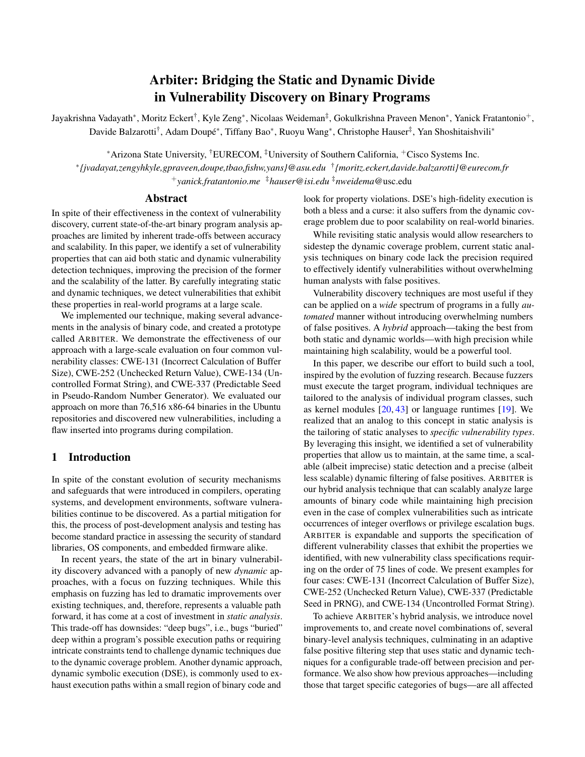# Arbiter: Bridging the Static and Dynamic Divide in Vulnerability Discovery on Binary Programs

Jayakrishna Vadayath[*], Moritz Eckert[†], Kyle Zeng[*], Nicolaas Weideman[‡], Gokulkrishna Praveen Menon[*], Yanick Fratantonio[+], Davide Balzarotti[†], Adam Doupé[*], Tiffany Bao[*], Ruoyu Wang[*], Christophe Hauser[‡], Yan Shoshitaishvili[*]

[*]Arizona State University, [†]EURECOM, [‡]University of Southern California, [+]Cisco Systems Inc.

[*]*{jvadayat,zengyhkyle,gpraveen,doupe,tbao,fishw,yans}@asu.edu* [†]*{moritz.eckert,davide.balzarotti}@eurecom.fr*
[+]*yanick.fratantonio.me* [‡]*hauser@isi.edu* [‡]*nweidema*@usc.edu

## Abstract

In spite of their effectiveness in the context of vulnerability discovery, current state-of-the-art binary program analysis approaches are limited by inherent trade-offs between accuracy and scalability. In this paper, we identify a set of vulnerability properties that can aid both static and dynamic vulnerability detection techniques, improving the precision of the former and the scalability of the latter. By carefully integrating static and dynamic techniques, we detect vulnerabilities that exhibit these properties in real-world programs at a large scale.

We implemented our technique, making several advancements in the analysis of binary code, and created a prototype called ARBITER. We demonstrate the effectiveness of our approach with a large-scale evaluation on four common vulnerability classes: CWE-131 (Incorrect Calculation of Buffer Size), CWE-252 (Unchecked Return Value), CWE-134 (Uncontrolled Format String), and CWE-337 (Predictable Seed in Pseudo-Random Number Generator). We evaluated our approach on more than 76,516 x86-64 binaries in the Ubuntu repositories and discovered new vulnerabilities, including a flaw inserted into programs during compilation.

## 1 Introduction

In spite of the constant evolution of security mechanisms and safeguards that were introduced in compilers, operating systems, and development environments, software vulnerabilities continue to be discovered. As a partial mitigation for this, the process of post-development analysis and testing has become standard practice in assessing the security of standard libraries, OS components, and embedded firmware alike.

In recent years, the state of the art in binary vulnerability discovery advanced with a panoply of new *dynamic* approaches, with a focus on fuzzing techniques. While this emphasis on fuzzing has led to dramatic improvements over existing techniques, and, therefore, represents a valuable path forward, it has come at a cost of investment in *static analysis*. This trade-off has downsides: "deep bugs", i.e., bugs "buried" deep within a program's possible execution paths or requiring intricate constraints tend to challenge dynamic techniques due to the dynamic coverage problem. Another dynamic approach, dynamic symbolic execution (DSE), is commonly used to exhaust execution paths within a small region of binary code and look for property violations. DSE's high-fidelity execution is both a bless and a curse: it also suffers from the dynamic coverage problem due to poor scalability on real-world binaries.

While revisiting static analysis would allow researchers to sidestep the dynamic coverage problem, current static analysis techniques on binary code lack the precision required to effectively identify vulnerabilities without overwhelming human analysts with false positives.

Vulnerability discovery techniques are most useful if they can be applied on a *wide* spectrum of programs in a fully *automated* manner without introducing overwhelming numbers of false positives. A *hybrid* approach—taking the best from both static and dynamic worlds—with high precision while maintaining high scalability, would be a powerful tool.

In this paper, we describe our effort to build such a tool, inspired by the evolution of fuzzing research. Because fuzzers must execute the target program, individual techniques are tailored to the analysis of individual program classes, such as kernel modules [20, 43] or language runtimes [19]. We realized that an analog to this concept in static analysis is the tailoring of static analyses to *specific vulnerability types*. By leveraging this insight, we identified a set of vulnerability properties that allow us to maintain, at the same time, a scalable (albeit imprecise) static detection and a precise (albeit less scalable) dynamic filtering of false positives. ARBITER is our hybrid analysis technique that can scalably analyze large amounts of binary code while maintaining high precision even in the case of complex vulnerabilities such as intricate occurrences of integer overflows or privilege escalation bugs. ARBITER is expandable and supports the specification of different vulnerability classes that exhibit the properties we identified, with new vulnerability class specifications requiring on the order of 75 lines of code. We present examples for four cases: CWE-131 (Incorrect Calculation of Buffer Size), CWE-252 (Unchecked Return Value), CWE-337 (Predictable Seed in PRNG), and CWE-134 (Uncontrolled Format String).

To achieve ARBITER's hybrid analysis, we introduce novel improvements to, and create novel combinations of, several binary-level analysis techniques, culminating in an adaptive false positive filtering step that uses static and dynamic techniques for a configurable trade-off between precision and performance. We also show how previous approaches—including those that target specific categories of bugs—are all affected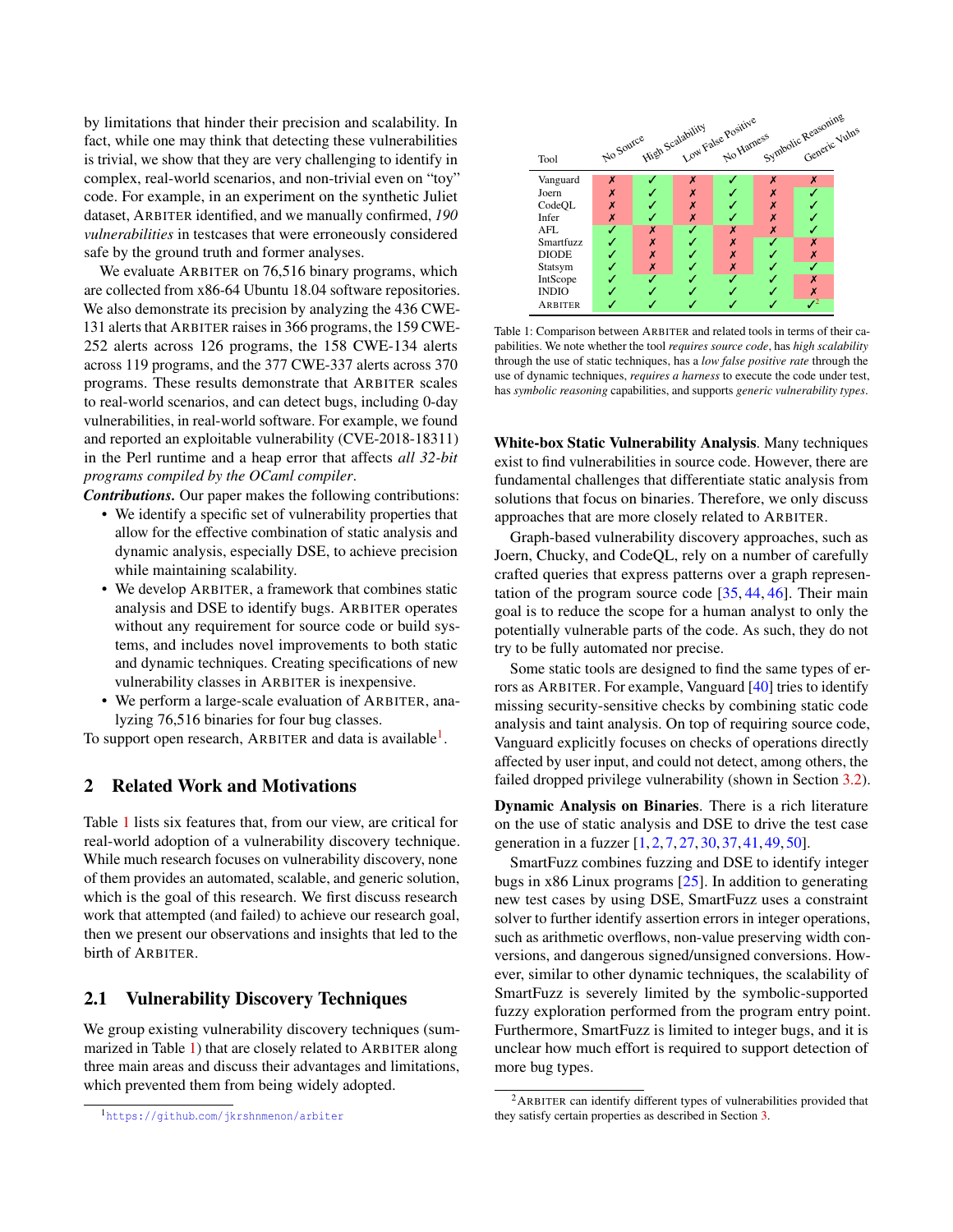by limitations that hinder their precision and scalability. In fact, while one may think that detecting these vulnerabilities is trivial, we show that they are very challenging to identify in complex, real-world scenarios, and non-trivial even on "toy" code. For example, in an experiment on the synthetic Juliet dataset, ARBITER identified, and we manually confirmed, *190 vulnerabilities* in testcases that were erroneously considered safe by the ground truth and former analyses.

We evaluate ARBITER on 76,516 binary programs, which are collected from x86-64 Ubuntu 18.04 software repositories. We also demonstrate its precision by analyzing the 436 CWE-131 alerts that ARBITER raises in 366 programs, the 159 CWE-252 alerts across 126 programs, the 158 CWE-134 alerts across 119 programs, and the 377 CWE-337 alerts across 370 programs. These results demonstrate that ARBITER scales to real-world scenarios, and can detect bugs, including 0-day vulnerabilities, in real-world software. For example, we found and reported an exploitable vulnerability (CVE-2018-18311) in the Perl runtime and a heap error that affects *all 32-bit programs compiled by the OCaml compiler*.

***Contributions.*** Our paper makes the following contributions:

- We identify a specific set of vulnerability properties that allow for the effective combination of static analysis and dynamic analysis, especially DSE, to achieve precision while maintaining scalability.
- We develop ARBITER, a framework that combines static analysis and DSE to identify bugs. ARBITER operates without any requirement for source code or build systems, and includes novel improvements to both static and dynamic techniques. Creating specifications of new vulnerability classes in ARBITER is inexpensive.
- We perform a large-scale evaluation of ARBITER, analyzing 76,516 binaries for four bug classes.

To support open research, ARBITER and data is available[1].

## 2 Related Work and Motivations

Table 1 lists six features that, from our view, are critical for real-world adoption of a vulnerability discovery technique. While much research focuses on vulnerability discovery, none of them provides an automated, scalable, and generic solution, which is the goal of this research. We first discuss research work that attempted (and failed) to achieve our research goal, then we present our observations and insights that led to the birth of ARBITER.

### 2.1 Vulnerability Discovery Techniques

We group existing vulnerability discovery techniques (summarized in Table 1) that are closely related to ARBITER along three main areas and discuss their advantages and limitations, which prevented them from being widely adopted.

[1] https://github.com/jkrshnmenon/arbiter

| Tool | No Source | High Scalability | Low False Positive | No Harness | Symbolic Reasoning | Generic Vulns |
|---|---|---|---|---|---|---|
| Vanguard | ✗ | ✓ | ✗ | ✓ | ✗ | ✗ |
| Joern | ✗ | ✓ | ✗ | ✓ | ✗ | ✓ |
| CodeQL | ✗ | ✓ | ✗ | ✓ | ✗ | ✓ |
| Infer | ✗ | ✓ | ✗ | ✓ | ✗ | ✓ |
| AFL | ✓ | ✗ | ✓ | ✗ | ✗ | ✓ |
| Smartfuzz | ✓ | ✗ | ✓ | ✗ | ✓ | ✗ |
| DIODE | ✓ | ✗ | ✓ | ✗ | ✓ | ✗ |
| Statsym | ✓ | ✗ | ✓ | ✗ | ✓ | ✓ |
| IntScope | ✓ | ✓ | ✓ | ✓ | ✓ | ✗ |
| INDIO | ✓ | ✓ | ✓ | ✓ | ✓ | ✗ |
| ARBITER | ✓ | ✓ | ✓ | ✓ | ✓ | ✓[2] |

Table 1: Comparison between ARBITER and related tools in terms of their capabilities. We note whether the tool *requires source code*, has *high scalability* through the use of static techniques, has a *low false positive rate* through the use of dynamic techniques, *requires a harness* to execute the code under test, has *symbolic reasoning* capabilities, and supports *generic vulnerability types*.

**White-box Static Vulnerability Analysis**. Many techniques exist to find vulnerabilities in source code. However, there are fundamental challenges that differentiate static analysis from solutions that focus on binaries. Therefore, we only discuss approaches that are more closely related to ARBITER.

Graph-based vulnerability discovery approaches, such as Joern, Chucky, and CodeQL, rely on a number of carefully crafted queries that express patterns over a graph representation of the program source code [35, 44, 46]. Their main goal is to reduce the scope for a human analyst to only the potentially vulnerable parts of the code. As such, they do not try to be fully automated nor precise.

Some static tools are designed to find the same types of errors as ARBITER. For example, Vanguard [40] tries to identify missing security-sensitive checks by combining static code analysis and taint analysis. On top of requiring source code, Vanguard explicitly focuses on checks of operations directly affected by user input, and could not detect, among others, the failed dropped privilege vulnerability (shown in Section 3.2).

**Dynamic Analysis on Binaries**. There is a rich literature on the use of static analysis and DSE to drive the test case generation in a fuzzer [1, 2, 7, 27, 30, 37, 41, 49, 50].

SmartFuzz combines fuzzing and DSE to identify integer bugs in x86 Linux programs [25]. In addition to generating new test cases by using DSE, SmartFuzz uses a constraint solver to further identify assertion errors in integer operations, such as arithmetic overflows, non-value preserving width conversions, and dangerous signed/unsigned conversions. However, similar to other dynamic techniques, the scalability of SmartFuzz is severely limited by the symbolic-supported fuzzy exploration performed from the program entry point. Furthermore, SmartFuzz is limited to integer bugs, and it is unclear how much effort is required to support detection of more bug types.

[2] ARBITER can identify different types of vulnerabilities provided that they satisfy certain properties as described in Section 3.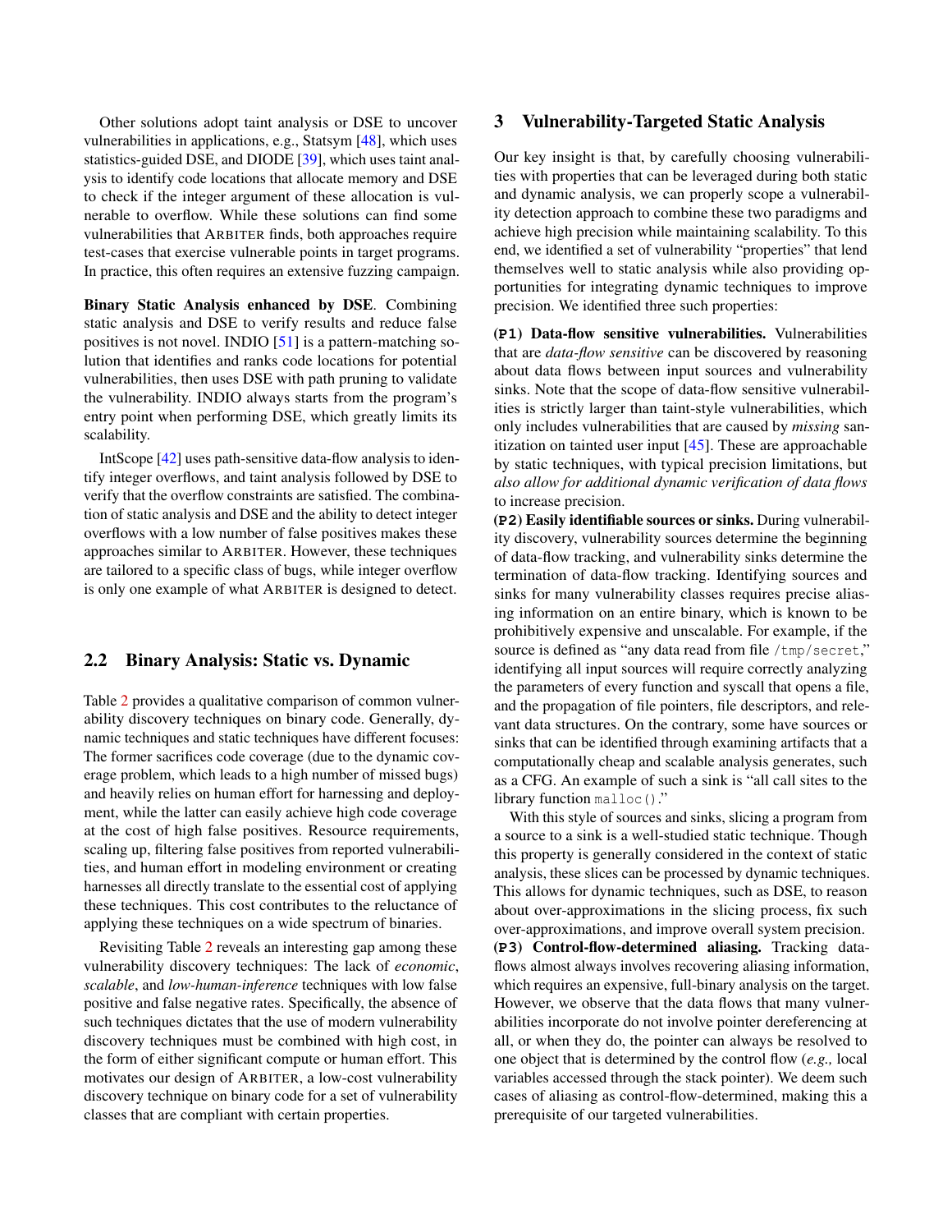Other solutions adopt taint analysis or DSE to uncover vulnerabilities in applications, e.g., Statsym [48], which uses statistics-guided DSE, and DIODE [39], which uses taint analysis to identify code locations that allocate memory and DSE to check if the integer argument of these allocation is vulnerable to overflow. While these solutions can find some vulnerabilities that ARBITER finds, both approaches require test-cases that exercise vulnerable points in target programs. In practice, this often requires an extensive fuzzing campaign.

**Binary Static Analysis enhanced by DSE**. Combining static analysis and DSE to verify results and reduce false positives is not novel. INDIO [51] is a pattern-matching solution that identifies and ranks code locations for potential vulnerabilities, then uses DSE with path pruning to validate the vulnerability. INDIO always starts from the program's entry point when performing DSE, which greatly limits its scalability.

IntScope [42] uses path-sensitive data-flow analysis to identify integer overflows, and taint analysis followed by DSE to verify that the overflow constraints are satisfied. The combination of static analysis and DSE and the ability to detect integer overflows with a low number of false positives makes these approaches similar to ARBITER. However, these techniques are tailored to a specific class of bugs, while integer overflow is only one example of what ARBITER is designed to detect.

## 2.2 Binary Analysis: Static vs. Dynamic

Table 2 provides a qualitative comparison of common vulnerability discovery techniques on binary code. Generally, dynamic techniques and static techniques have different focuses: The former sacrifices code coverage (due to the dynamic coverage problem, which leads to a high number of missed bugs) and heavily relies on human effort for harnessing and deployment, while the latter can easily achieve high code coverage at the cost of high false positives. Resource requirements, scaling up, filtering false positives from reported vulnerabilities, and human effort in modeling environment or creating harnesses all directly translate to the essential cost of applying these techniques. This cost contributes to the reluctance of applying these techniques on a wide spectrum of binaries.

Revisiting Table 2 reveals an interesting gap among these vulnerability discovery techniques: The lack of *economic*, *scalable*, and *low-human-inference* techniques with low false positive and false negative rates. Specifically, the absence of such techniques dictates that the use of modern vulnerability discovery techniques must be combined with high cost, in the form of either significant compute or human effort. This motivates our design of ARBITER, a low-cost vulnerability discovery technique on binary code for a set of vulnerability classes that are compliant with certain properties.

# 3 Vulnerability-Targeted Static Analysis

Our key insight is that, by carefully choosing vulnerabilities with properties that can be leveraged during both static and dynamic analysis, we can properly scope a vulnerability detection approach to combine these two paradigms and achieve high precision while maintaining scalability. To this end, we identified a set of vulnerability "properties" that lend themselves well to static analysis while also providing opportunities for integrating dynamic techniques to improve precision. We identified three such properties:

**(P1) Data-flow sensitive vulnerabilities.** Vulnerabilities that are *data-flow sensitive* can be discovered by reasoning about data flows between input sources and vulnerability sinks. Note that the scope of data-flow sensitive vulnerabilities is strictly larger than taint-style vulnerabilities, which only includes vulnerabilities that are caused by *missing* sanitization on tainted user input [45]. These are approachable by static techniques, with typical precision limitations, but *also allow for additional dynamic verification of data flows* to increase precision.

**(P2) Easily identifiable sources or sinks.** During vulnerability discovery, vulnerability sources determine the beginning of data-flow tracking, and vulnerability sinks determine the termination of data-flow tracking. Identifying sources and sinks for many vulnerability classes requires precise aliasing information on an entire binary, which is known to be prohibitively expensive and unscalable. For example, if the source is defined as "any data read from file `/tmp/secret`," identifying all input sources will require correctly analyzing the parameters of every function and syscall that opens a file, and the propagation of file pointers, file descriptors, and relevant data structures. On the contrary, some have sources or sinks that can be identified through examining artifacts that a computationally cheap and scalable analysis generates, such as a CFG. An example of such a sink is "all call sites to the library function `malloc()`."

With this style of sources and sinks, slicing a program from a source to a sink is a well-studied static technique. Though this property is generally considered in the context of static analysis, these slices can be processed by dynamic techniques. This allows for dynamic techniques, such as DSE, to reason about over-approximations in the slicing process, fix such over-approximations, and improve overall system precision.

**(P3) Control-flow-determined aliasing.** Tracking dataflows almost always involves recovering aliasing information, which requires an expensive, full-binary analysis on the target. However, we observe that the data flows that many vulnerabilities incorporate do not involve pointer dereferencing at all, or when they do, the pointer can always be resolved to one object that is determined by the control flow (*e.g.,* local variables accessed through the stack pointer). We deem such cases of aliasing as control-flow-determined, making this a prerequisite of our targeted vulnerabilities.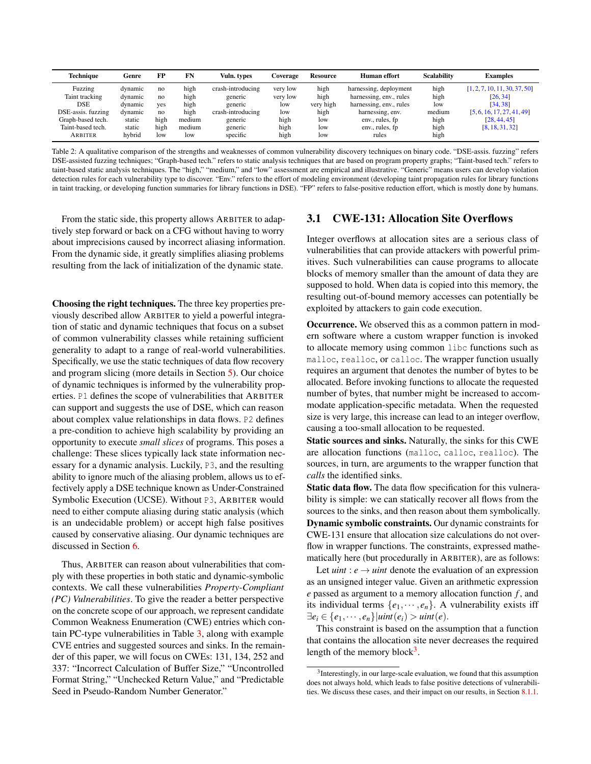| Technique | Genre | FP | FN | Vuln. types | Coverage | Resource | Human effort | Scalability | Examples |
|---|---|---|---|---|---|---|---|---|---|
| Fuzzing | dynamic | no | high | crash-introducing | very low | high | harnessing, deployment | high | [1, 2, 7, 10, 11, 30, 37, 50] |
| Taint tracking | dynamic | no | high | generic | very low | high | harnessing, env., rules | high | [26, 34] |
| DSE | dynamic | yes | high | generic | low | very high | harnessing, env., rules | low | [34, 38] |
| DSE-assis. fuzzing | dynamic | no | high | crash-introducing | low | high | harnessing, env. | medium | [5, 6, 16, 17, 27, 41, 49] |
| Graph-based tech. | static | high | medium | generic | high | low | env., rules, fp | high | [28, 44, 45] |
| Taint-based tech. | static | high | medium | generic | high | low | env., rules, fp | high | [8, 18, 31, 32] |
| ARBITER | hybrid | low | low | specific | high | low | rules | high | |

Table 2: A qualitative comparison of the strengths and weaknesses of common vulnerability discovery techniques on binary code. "DSE-assis. fuzzing" refers DSE-assisted fuzzing techniques; "Graph-based tech." refers to static analysis techniques that are based on program property graphs; "Taint-based tech." refers to taint-based static analysis techniques. The "high," "medium," and "low" assessment are empirical and illustrative. "Generic" means users can develop violation detection rules for each vulnerability type to discover. "Env." refers to the effort of modeling environment (developing taint propagation rules for library functions in taint tracking, or developing function summaries for library functions in DSE). "FP" refers to false-positive reduction effort, which is mostly done by humans.

From the static side, this property allows ARBITER to adaptively step forward or back on a CFG without having to worry about imprecisions caused by incorrect aliasing information. From the dynamic side, it greatly simplifies aliasing problems resulting from the lack of initialization of the dynamic state.

**Choosing the right techniques.** The three key properties previously described allow ARBITER to yield a powerful integration of static and dynamic techniques that focus on a subset of common vulnerability classes while retaining sufficient generality to adapt to a range of real-world vulnerabilities. Specifically, we use the static techniques of data flow recovery and program slicing (more details in Section 5). Our choice of dynamic techniques is informed by the vulnerability properties. `P1` defines the scope of vulnerabilities that ARBITER can support and suggests the use of DSE, which can reason about complex value relationships in data flows. `P2` defines a pre-condition to achieve high scalability by providing an opportunity to execute *small slices* of programs. This poses a challenge: These slices typically lack state information necessary for a dynamic analysis. Luckily, `P3`, and the resulting ability to ignore much of the aliasing problem, allows us to effectively apply a DSE technique known as Under-Constrained Symbolic Execution (UCSE). Without `P3`, ARBITER would need to either compute aliasing during static analysis (which is an undecidable problem) or accept high false positives caused by conservative aliasing. Our dynamic techniques are discussed in Section 6.

Thus, ARBITER can reason about vulnerabilities that comply with these properties in both static and dynamic-symbolic contexts. We call these vulnerabilities *Property-Compliant (PC) Vulnerabilities*. To give the reader a better perspective on the concrete scope of our approach, we represent candidate Common Weakness Enumeration (CWE) entries which contain PC-type vulnerabilities in Table 3, along with example CVE entries and suggested sources and sinks. In the remainder of this paper, we will focus on CWEs: 131, 134, 252 and 337: "Incorrect Calculation of Buffer Size," "Uncontrolled Format String," "Unchecked Return Value," and "Predictable Seed in Pseudo-Random Number Generator."

## 3.1 CWE-131: Allocation Site Overflows

Integer overflows at allocation sites are a serious class of vulnerabilities that can provide attackers with powerful primitives. Such vulnerabilities can cause programs to allocate blocks of memory smaller than the amount of data they are supposed to hold. When data is copied into this memory, the resulting out-of-bound memory accesses can potentially be exploited by attackers to gain code execution.

**Occurrence.** We observed this as a common pattern in modern software where a custom wrapper function is invoked to allocate memory using common `libc` functions such as `malloc`, `realloc`, or `calloc`. The wrapper function usually requires an argument that denotes the number of bytes to be allocated. Before invoking functions to allocate the requested number of bytes, that number might be increased to accommodate application-specific metadata. When the requested size is very large, this increase can lead to an integer overflow, causing a too-small allocation to be requested.

**Static sources and sinks.** Naturally, the sinks for this CWE are allocation functions (`malloc`, `calloc`, `realloc`). The sources, in turn, are arguments to the wrapper function that *calls* the identified sinks.

**Static data flow.** The data flow specification for this vulnerability is simple: we can statically recover all flows from the sources to the sinks, and then reason about them symbolically.

**Dynamic symbolic constraints.** Our dynamic constraints for CWE-131 ensure that allocation size calculations do not overflow in wrapper functions. The constraints, expressed mathematically here (but procedurally in ARBITER), are as follows:

Let $uint : e \rightarrow uint$ denote the evaluation of an expression as an unsigned integer value. Given an arithmetic expression $e$ passed as argument to a memory allocation function $f$, and its individual terms $\{e_1, \cdots, e_n\}$. A vulnerability exists iff $\exists e_i \in \{e_1, \cdots, e_n\} | uint(e_i) > uint(e)$.

This constraint is based on the assumption that a function that contains the allocation site never decreases the required length of the memory block[3].

[3] Interestingly, in our large-scale evaluation, we found that this assumption does not always hold, which leads to false positive detections of vulnerabilities. We discuss these cases, and their impact on our results, in Section 8.1.1.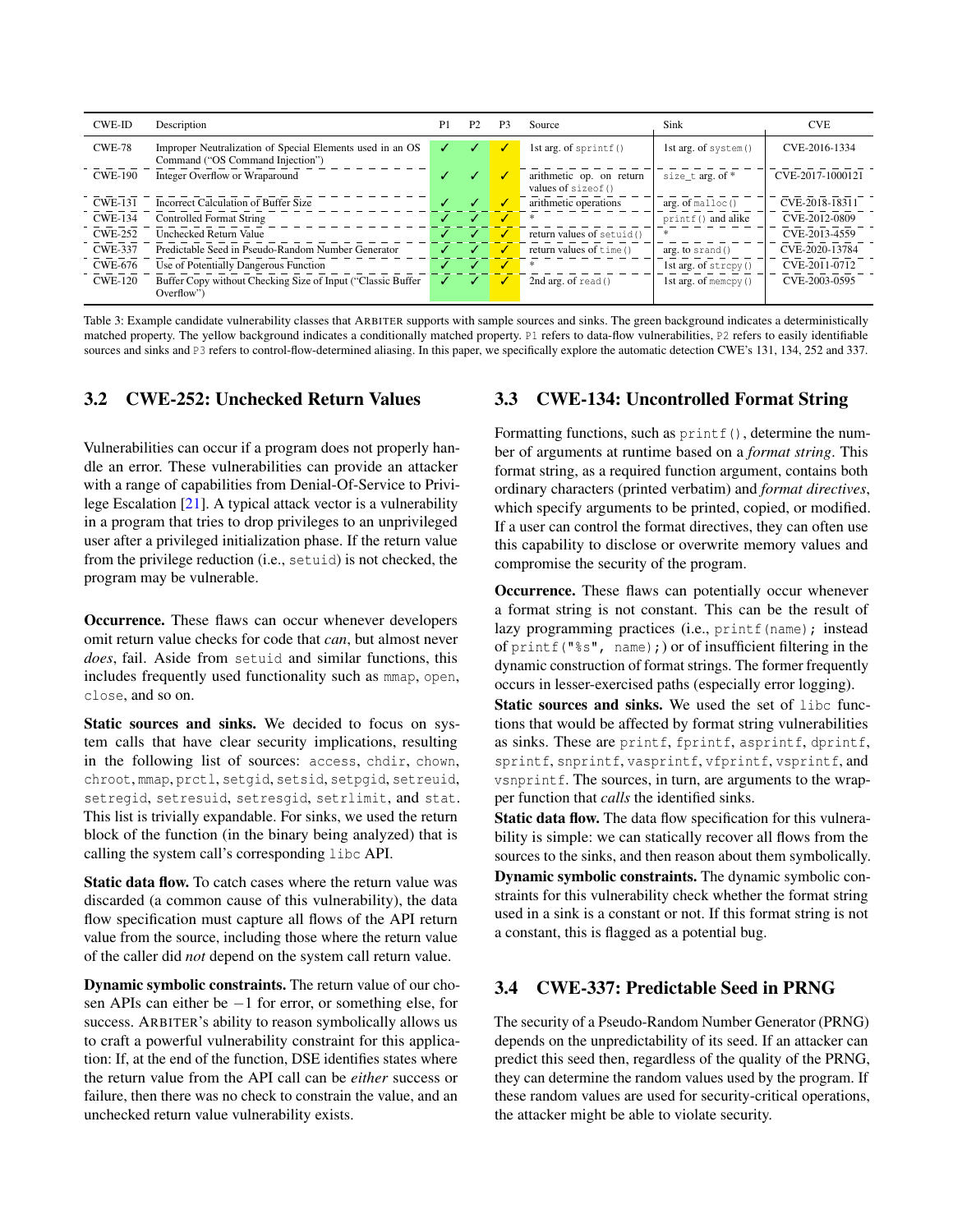| CWE-ID | Description | P1 | P2 | P3 | Source | Sink | CVE |
|---|---|---|---|---|---|---|---|
| CWE-78 | Improper Neutralization of Special Elements used in an OS Command ("OS Command Injection") | ✓ | ✓ | ✓ | 1st arg. of `sprintf()` | 1st arg. of `system()` | CVE-2016-1334 |
| CWE-190 | Integer Overflow or Wraparound | ✓ | ✓ | ✓ | arithmetic op. on return values of `sizeof()` | `size_t` arg. of * | CVE-2017-1000121 |
| CWE-131 | Incorrect Calculation of Buffer Size | ✓ | ✓ | ✓ | arithmetic operations | arg. of `malloc()` | CVE-2018-18311 |
| CWE-134 | Controlled Format String | ✓ | ✓ | ✓ | * | `printf()` and alike | CVE-2012-0809 |
| CWE-252 | Unchecked Return Value | ✓ | ✓ | ✓ | return values of `setuid()` | * | CVE-2013-4559 |
| CWE-337 | Predictable Seed in Pseudo-Random Number Generator | ✓ | ✓ | ✓ | return values of `time()` | arg. to `srand()` | CVE-2020-13784 |
| CWE-676 | Use of Potentially Dangerous Function | ✓ | ✓ | ✓ | * | 1st arg. of `strcpy()` | CVE-2011-0712 |
| CWE-120 | Buffer Copy without Checking Size of Input ("Classic Buffer Overflow") | ✓ | ✓ | ✓ | 2nd arg. of `read()` | 1st arg. of `memcpy()` | CVE-2003-0595 |

Table 3: Example candidate vulnerability classes that ARBITER supports with sample sources and sinks. The green background indicates a deterministically matched property. The yellow background indicates a conditionally matched property. P1 refers to data-flow vulnerabilities, P2 refers to easily identifiable sources and sinks and P3 refers to control-flow-determined aliasing. In this paper, we specifically explore the automatic detection CWE's 131, 134, 252 and 337.

## 3.2 CWE-252: Unchecked Return Values

Vulnerabilities can occur if a program does not properly handle an error. These vulnerabilities can provide an attacker with a range of capabilities from Denial-Of-Service to Privilege Escalation [21]. A typical attack vector is a vulnerability in a program that tries to drop privileges to an unprivileged user after a privileged initialization phase. If the return value from the privilege reduction (i.e., `setuid`) is not checked, the program may be vulnerable.

**Occurrence.** These flaws can occur whenever developers omit return value checks for code that *can*, but almost never *does*, fail. Aside from `setuid` and similar functions, this includes frequently used functionality such as `mmap`, `open`, `close`, and so on.

**Static sources and sinks.** We decided to focus on system calls that have clear security implications, resulting in the following list of sources: `access`, `chdir`, `chown`, `chroot`, `mmap`, `prctl`, `setgid`, `setsid`, `setpgid`, `setreuid`, `setregid`, `setresuid`, `setresgid`, `setrlimit`, and `stat`. This list is trivially expandable. For sinks, we used the return block of the function (in the binary being analyzed) that is calling the system call's corresponding `libc` API.

**Static data flow.** To catch cases where the return value was discarded (a common cause of this vulnerability), the data flow specification must capture all flows of the API return value from the source, including those where the return value of the caller did *not* depend on the system call return value.

**Dynamic symbolic constraints.** The return value of our chosen APIs can either be $-1$ for error, or something else, for success. ARBITER's ability to reason symbolically allows us to craft a powerful vulnerability constraint for this application: If, at the end of the function, DSE identifies states where the return value from the API call can be *either* success or failure, then there was no check to constrain the value, and an unchecked return value vulnerability exists.

## 3.3 CWE-134: Uncontrolled Format String

Formatting functions, such as `printf()`, determine the number of arguments at runtime based on a *format string*. This format string, as a required function argument, contains both ordinary characters (printed verbatim) and *format directives*, which specify arguments to be printed, copied, or modified. If a user can control the format directives, they can often use this capability to disclose or overwrite memory values and compromise the security of the program.

**Occurrence.** These flaws can potentially occur whenever a format string is not constant. This can be the result of lazy programming practices (i.e., `printf(name);` instead of `printf("%s", name);`) or of insufficient filtering in the dynamic construction of format strings. The former frequently occurs in lesser-exercised paths (especially error logging).

**Static sources and sinks.** We used the set of `libc` functions that would be affected by format string vulnerabilities as sinks. These are `printf`, `fprintf`, `asprintf`, `dprintf`, `sprintf`, `snprintf`, `vasprintf`, `vfprintf`, `vsprintf`, and `vsnprintf`. The sources, in turn, are arguments to the wrapper function that *calls* the identified sinks.

**Static data flow.** The data flow specification for this vulnerability is simple: we can statically recover all flows from the sources to the sinks, and then reason about them symbolically.

**Dynamic symbolic constraints.** The dynamic symbolic constraints for this vulnerability check whether the format string used in a sink is a constant or not. If this format string is not a constant, this is flagged as a potential bug.

## 3.4 CWE-337: Predictable Seed in PRNG

The security of a Pseudo-Random Number Generator (PRNG) depends on the unpredictability of its seed. If an attacker can predict this seed then, regardless of the quality of the PRNG, they can determine the random values used by the program. If these random values are used for security-critical operations, the attacker might be able to violate security.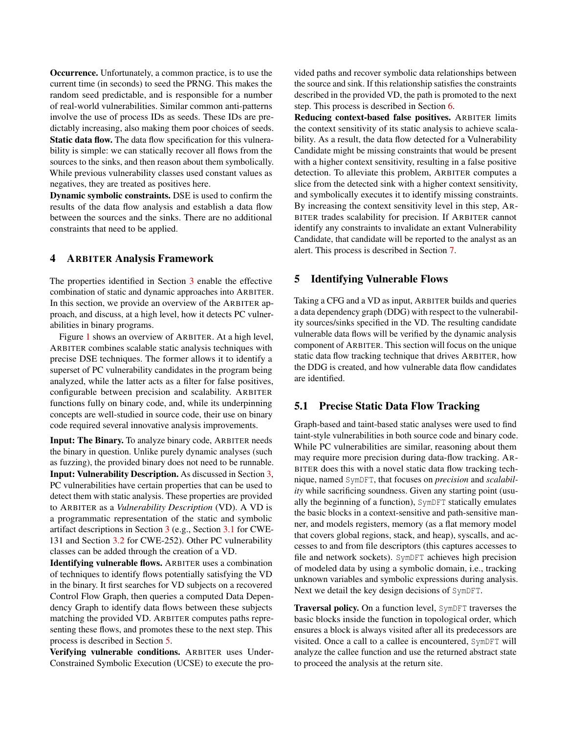**Occurrence.** Unfortunately, a common practice, is to use the current time (in seconds) to seed the PRNG. This makes the random seed predictable, and is responsible for a number of real-world vulnerabilities. Similar common anti-patterns involve the use of process IDs as seeds. These IDs are predictably increasing, also making them poor choices of seeds.

**Static data flow.** The data flow specification for this vulnerability is simple: we can statically recover all flows from the sources to the sinks, and then reason about them symbolically. While previous vulnerability classes used constant values as negatives, they are treated as positives here.

**Dynamic symbolic constraints.** DSE is used to confirm the results of the data flow analysis and establish a data flow between the sources and the sinks. There are no additional constraints that need to be applied.

## 4 ARBITER Analysis Framework

The properties identified in Section 3 enable the effective combination of static and dynamic approaches into ARBITER. In this section, we provide an overview of the ARBITER approach, and discuss, at a high level, how it detects PC vulnerabilities in binary programs.

Figure 1 shows an overview of ARBITER. At a high level, ARBITER combines scalable static analysis techniques with precise DSE techniques. The former allows it to identify a superset of PC vulnerability candidates in the program being analyzed, while the latter acts as a filter for false positives, configurable between precision and scalability. ARBITER functions fully on binary code, and, while its underpinning concepts are well-studied in source code, their use on binary code required several innovative analysis improvements.

**Input: The Binary.** To analyze binary code, ARBITER needs the binary in question. Unlike purely dynamic analyses (such as fuzzing), the provided binary does not need to be runnable.

**Input: Vulnerability Description.** As discussed in Section 3, PC vulnerabilities have certain properties that can be used to detect them with static analysis. These properties are provided to ARBITER as a *Vulnerability Description* (VD). A VD is a programmatic representation of the static and symbolic artifact descriptions in Section 3 (e.g., Section 3.1 for CWE-131 and Section 3.2 for CWE-252). Other PC vulnerability classes can be added through the creation of a VD.

**Identifying vulnerable flows.** ARBITER uses a combination of techniques to identify flows potentially satisfying the VD in the binary. It first searches for VD subjects on a recovered Control Flow Graph, then queries a computed Data Dependency Graph to identify data flows between these subjects matching the provided VD. ARBITER computes paths representing these flows, and promotes these to the next step. This process is described in Section 5.

**Verifying vulnerable conditions.** ARBITER uses Under-Constrained Symbolic Execution (UCSE) to execute the provided paths and recover symbolic data relationships between the source and sink. If this relationship satisfies the constraints described in the provided VD, the path is promoted to the next step. This process is described in Section 6.

**Reducing context-based false positives.** ARBITER limits the context sensitivity of its static analysis to achieve scalability. As a result, the data flow detected for a Vulnerability Candidate might be missing constraints that would be present with a higher context sensitivity, resulting in a false positive detection. To alleviate this problem, ARBITER computes a slice from the detected sink with a higher context sensitivity, and symbolically executes it to identify missing constraints. By increasing the context sensitivity level in this step, ARBITER trades scalability for precision. If ARBITER cannot identify any constraints to invalidate an extant Vulnerability Candidate, that candidate will be reported to the analyst as an alert. This process is described in Section 7.

## 5 Identifying Vulnerable Flows

Taking a CFG and a VD as input, ARBITER builds and queries a data dependency graph (DDG) with respect to the vulnerability sources/sinks specified in the VD. The resulting candidate vulnerable data flows will be verified by the dynamic analysis component of ARBITER. This section will focus on the unique static data flow tracking technique that drives ARBITER, how the DDG is created, and how vulnerable data flow candidates are identified.

### 5.1 Precise Static Data Flow Tracking

Graph-based and taint-based static analyses were used to find taint-style vulnerabilities in both source code and binary code. While PC vulnerabilities are similar, reasoning about them may require more precision during data-flow tracking. ARBITER does this with a novel static data flow tracking technique, named `SymDFT`, that focuses on *precision* and *scalability* while sacrificing soundness. Given any starting point (usually the beginning of a function), `SymDFT` statically emulates the basic blocks in a context-sensitive and path-sensitive manner, and models registers, memory (as a flat memory model that covers global regions, stack, and heap), syscalls, and accesses to and from file descriptors (this captures accesses to file and network sockets). `SymDFT` achieves high precision of modeled data by using a symbolic domain, i.e., tracking unknown variables and symbolic expressions during analysis. Next we detail the key design decisions of `SymDFT`.

**Traversal policy.** On a function level, `SymDFT` traverses the basic blocks inside the function in topological order, which ensures a block is always visited after all its predecessors are visited. Once a call to a callee is encountered, `SymDFT` will analyze the callee function and use the returned abstract state to proceed the analysis at the return site.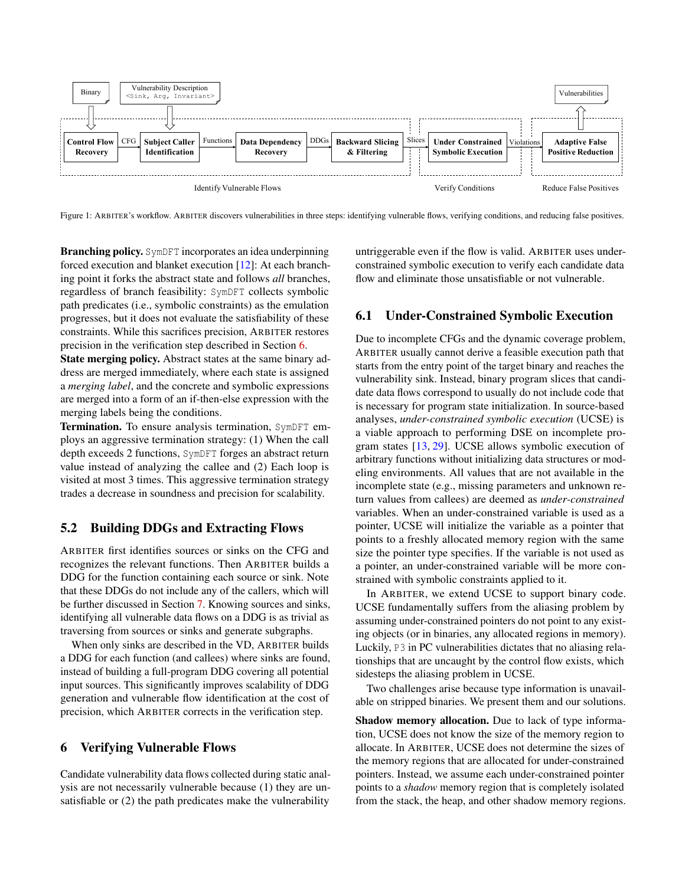Figure 1: ARBITER's workflow. ARBITER discovers vulnerabilities in three steps: identifying vulnerable flows, verifying conditions, and reducing false positives.

**Branching policy.** `SymDFT` incorporates an idea underpinning forced execution and blanket execution [12]: At each branching point it forks the abstract state and follows *all* branches, regardless of branch feasibility: `SymDFT` collects symbolic path predicates (i.e., symbolic constraints) as the emulation progresses, but it does not evaluate the satisfiability of these constraints. While this sacrifices precision, ARBITER restores precision in the verification step described in Section 6.

**State merging policy.** Abstract states at the same binary address are merged immediately, where each state is assigned a *merging label*, and the concrete and symbolic expressions are merged into a form of an if-then-else expression with the merging labels being the conditions.

**Termination.** To ensure analysis termination, `SymDFT` employs an aggressive termination strategy: (1) When the call depth exceeds 2 functions, `SymDFT` forges an abstract return value instead of analyzing the callee and (2) Each loop is visited at most 3 times. This aggressive termination strategy trades a decrease in soundness and precision for scalability.

## 5.2 Building DDGs and Extracting Flows

ARBITER first identifies sources or sinks on the CFG and recognizes the relevant functions. Then ARBITER builds a DDG for the function containing each source or sink. Note that these DDGs do not include any of the callers, which will be further discussed in Section 7. Knowing sources and sinks, identifying all vulnerable data flows on a DDG is as trivial as traversing from sources or sinks and generate subgraphs.

When only sinks are described in the VD, ARBITER builds a DDG for each function (and callees) where sinks are found, instead of building a full-program DDG covering all potential input sources. This significantly improves scalability of DDG generation and vulnerable flow identification at the cost of precision, which ARBITER corrects in the verification step.

# 6 Verifying Vulnerable Flows

Candidate vulnerability data flows collected during static analysis are not necessarily vulnerable because (1) they are unsatisfiable or (2) the path predicates make the vulnerability untriggerable even if the flow is valid. ARBITER uses under-constrained symbolic execution to verify each candidate data flow and eliminate those unsatisfiable or not vulnerable.

## 6.1 Under-Constrained Symbolic Execution

Due to incomplete CFGs and the dynamic coverage problem, ARBITER usually cannot derive a feasible execution path that starts from the entry point of the target binary and reaches the vulnerability sink. Instead, binary program slices that candidate data flows correspond to usually do not include code that is necessary for program state initialization. In source-based analyses, *under-constrained symbolic execution* (UCSE) is a viable approach to performing DSE on incomplete program states [13, 29]. UCSE allows symbolic execution of arbitrary functions without initializing data structures or modeling environments. All values that are not available in the incomplete state (e.g., missing parameters and unknown return values from callees) are deemed as *under-constrained* variables. When an under-constrained variable is used as a pointer, UCSE will initialize the variable as a pointer that points to a freshly allocated memory region with the same size the pointer type specifies. If the variable is not used as a pointer, an under-constrained variable will be more constrained with symbolic constraints applied to it.

In ARBITER, we extend UCSE to support binary code. UCSE fundamentally suffers from the aliasing problem by assuming under-constrained pointers do not point to any existing objects (or in binaries, any allocated regions in memory). Luckily, `P3` in PC vulnerabilities dictates that no aliasing relationships that are uncaught by the control flow exists, which sidesteps the aliasing problem in UCSE.

Two challenges arise because type information is unavailable on stripped binaries. We present them and our solutions.

**Shadow memory allocation.** Due to lack of type information, UCSE does not know the size of the memory region to allocate. In ARBITER, UCSE does not determine the sizes of the memory regions that are allocated for under-constrained pointers. Instead, we assume each under-constrained pointer points to a *shadow* memory region that is completely isolated from the stack, the heap, and other shadow memory regions.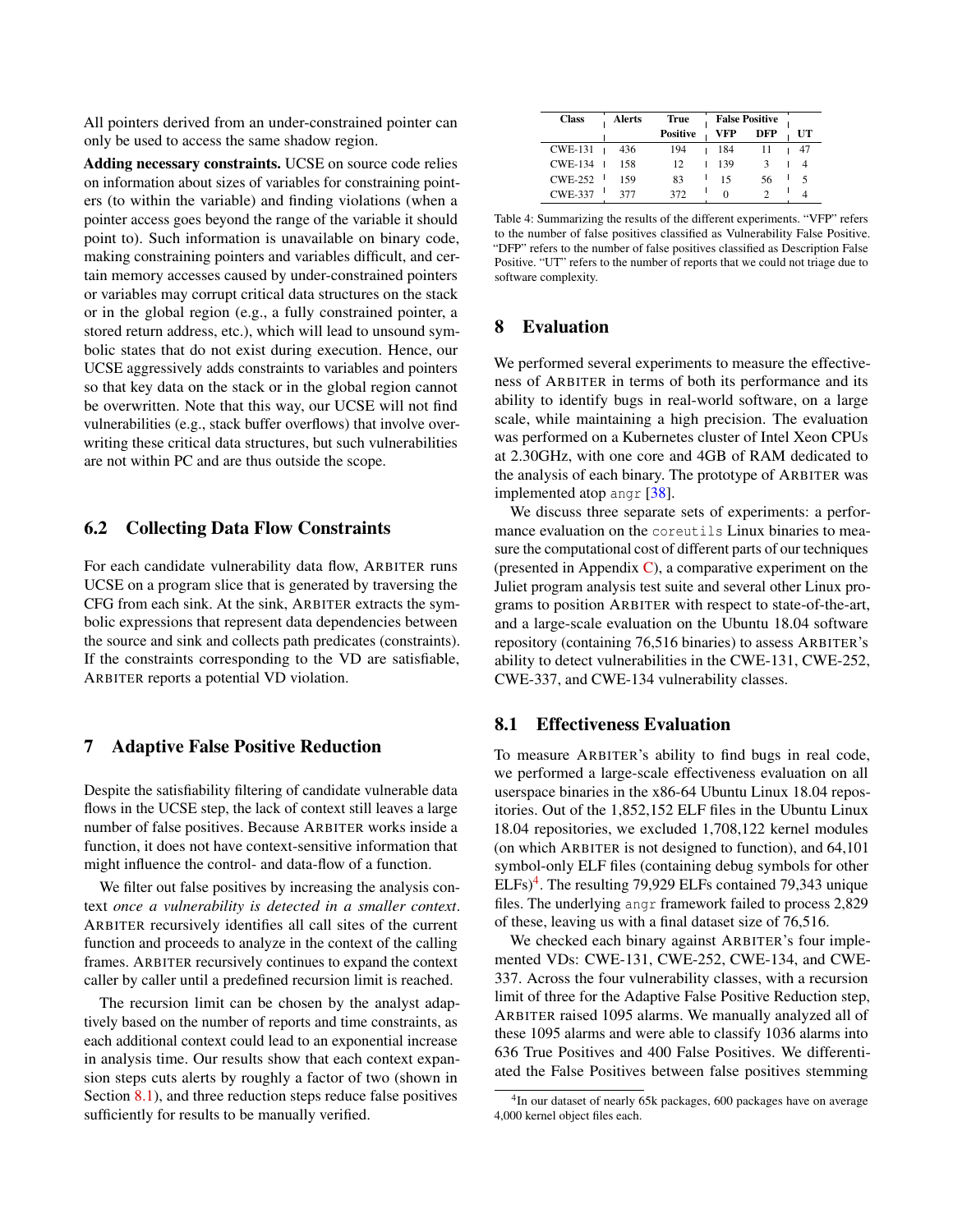All pointers derived from an under-constrained pointer can only be used to access the same shadow region.

**Adding necessary constraints.** UCSE on source code relies on information about sizes of variables for constraining pointers (to within the variable) and finding violations (when a pointer access goes beyond the range of the variable it should point to). Such information is unavailable on binary code, making constraining pointers and variables difficult, and certain memory accesses caused by under-constrained pointers or variables may corrupt critical data structures on the stack or in the global region (e.g., a fully constrained pointer, a stored return address, etc.), which will lead to unsound symbolic states that do not exist during execution. Hence, our UCSE aggressively adds constraints to variables and pointers so that key data on the stack or in the global region cannot be overwritten. Note that this way, our UCSE will not find vulnerabilities (e.g., stack buffer overflows) that involve overwriting these critical data structures, but such vulnerabilities are not within PC and are thus outside the scope.

## 6.2 Collecting Data Flow Constraints

For each candidate vulnerability data flow, ARBITER runs UCSE on a program slice that is generated by traversing the CFG from each sink. At the sink, ARBITER extracts the symbolic expressions that represent data dependencies between the source and sink and collects path predicates (constraints). If the constraints corresponding to the VD are satisfiable, ARBITER reports a potential VD violation.

# 7 Adaptive False Positive Reduction

Despite the satisfiability filtering of candidate vulnerable data flows in the UCSE step, the lack of context still leaves a large number of false positives. Because ARBITER works inside a function, it does not have context-sensitive information that might influence the control- and data-flow of a function.

We filter out false positives by increasing the analysis context *once a vulnerability is detected in a smaller context*. ARBITER recursively identifies all call sites of the current function and proceeds to analyze in the context of the calling frames. ARBITER recursively continues to expand the context caller by caller until a predefined recursion limit is reached.

The recursion limit can be chosen by the analyst adaptively based on the number of reports and time constraints, as each additional context could lead to an exponential increase in analysis time. Our results show that each context expansion steps cuts alerts by roughly a factor of two (shown in Section 8.1), and three reduction steps reduce false positives sufficiently for results to be manually verified.

| Class | Alerts | True Positive | False Positive | | UT |
|---|---|---|---|---|---|
| | | | VFP | DFP | |
| CWE-131 | 436 | 194 | 184 | 11 | 47 |
| CWE-134 | 158 | 12 | 139 | 3 | 4 |
| CWE-252 | 159 | 83 | 15 | 56 | 5 |
| CWE-337 | 377 | 372 | 0 | 2 | 4 |

Table 4: Summarizing the results of the different experiments. "VFP" refers to the number of false positives classified as Vulnerability False Positive. "DFP" refers to the number of false positives classified as Description False Positive. "UT" refers to the number of reports that we could not triage due to software complexity.

# 8 Evaluation

We performed several experiments to measure the effectiveness of ARBITER in terms of both its performance and its ability to identify bugs in real-world software, on a large scale, while maintaining a high precision. The evaluation was performed on a Kubernetes cluster of Intel Xeon CPUs at 2.30GHz, with one core and 4GB of RAM dedicated to the analysis of each binary. The prototype of ARBITER was implemented atop `angr` [38].

We discuss three separate sets of experiments: a performance evaluation on the `coreutils` Linux binaries to measure the computational cost of different parts of our techniques (presented in Appendix C), a comparative experiment on the Juliet program analysis test suite and several other Linux programs to position ARBITER with respect to state-of-the-art, and a large-scale evaluation on the Ubuntu 18.04 software repository (containing 76,516 binaries) to assess ARBITER's ability to detect vulnerabilities in the CWE-131, CWE-252, CWE-337, and CWE-134 vulnerability classes.

## 8.1 Effectiveness Evaluation

To measure ARBITER's ability to find bugs in real code, we performed a large-scale effectiveness evaluation on all userspace binaries in the x86-64 Ubuntu Linux 18.04 repositories. Out of the 1,852,152 ELF files in the Ubuntu Linux 18.04 repositories, we excluded 1,708,122 kernel modules (on which ARBITER is not designed to function), and 64,101 symbol-only ELF files (containing debug symbols for other ELFs)[4]. The resulting 79,929 ELFs contained 79,343 unique files. The underlying `angr` framework failed to process 2,829 of these, leaving us with a final dataset size of 76,516.

We checked each binary against ARBITER's four implemented VDs: CWE-131, CWE-252, CWE-134, and CWE-337. Across the four vulnerability classes, with a recursion limit of three for the Adaptive False Positive Reduction step, ARBITER raised 1095 alarms. We manually analyzed all of these 1095 alarms and were able to classify 1036 alarms into 636 True Positives and 400 False Positives. We differentiated the False Positives between false positives stemming

[4]In our dataset of nearly 65k packages, 600 packages have on average 4,000 kernel object files each.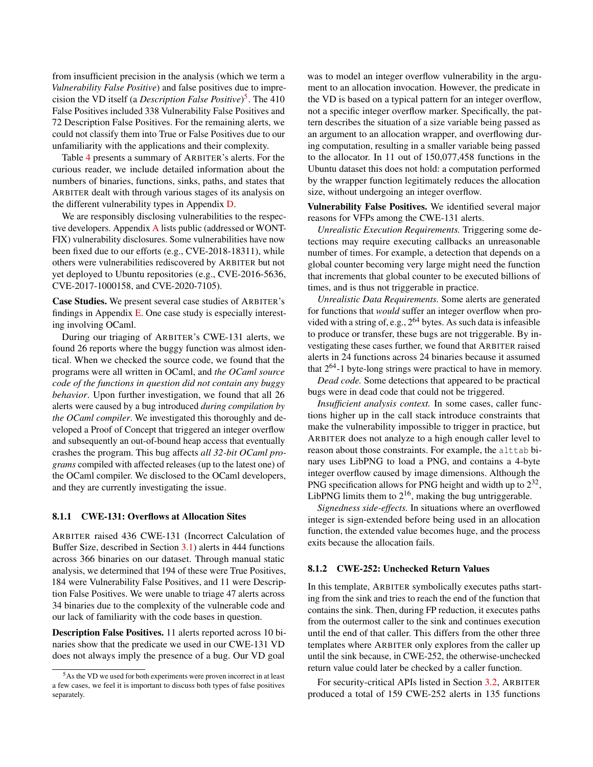from insufficient precision in the analysis (which we term a *Vulnerability False Positive*) and false positives due to imprecision the VD itself (a *Description False Positive*)[5]. The 410 False Positives included 338 Vulnerability False Positives and 72 Description False Positives. For the remaining alerts, we could not classify them into True or False Positives due to our unfamiliarity with the applications and their complexity.

Table 4 presents a summary of ARBITER's alerts. For the curious reader, we include detailed information about the numbers of binaries, functions, sinks, paths, and states that ARBITER dealt with through various stages of its analysis on the different vulnerability types in Appendix D.

We are responsibly disclosing vulnerabilities to the respective developers. Appendix A lists public (addressed or WONTFIX) vulnerability disclosures. Some vulnerabilities have now been fixed due to our efforts (e.g., CVE-2018-18311), while others were vulnerabilities rediscovered by ARBITER but not yet deployed to Ubuntu repositories (e.g., CVE-2016-5636, CVE-2017-1000158, and CVE-2020-7105).

**Case Studies.** We present several case studies of ARBITER's findings in Appendix E. One case study is especially interesting involving OCaml.

During our triaging of ARBITER's CWE-131 alerts, we found 26 reports where the buggy function was almost identical. When we checked the source code, we found that the programs were all written in OCaml, and *the OCaml source code of the functions in question did not contain any buggy behavior*. Upon further investigation, we found that all 26 alerts were caused by a bug introduced *during compilation by the OCaml compiler*. We investigated this thoroughly and developed a Proof of Concept that triggered an integer overflow and subsequently an out-of-bound heap access that eventually crashes the program. This bug affects *all 32-bit OCaml programs* compiled with affected releases (up to the latest one) of the OCaml compiler. We disclosed to the OCaml developers, and they are currently investigating the issue.

### 8.1.1 CWE-131: Overflows at Allocation Sites

ARBITER raised 436 CWE-131 (Incorrect Calculation of Buffer Size, described in Section 3.1) alerts in 444 functions across 366 binaries on our dataset. Through manual static analysis, we determined that 194 of these were True Positives, 184 were Vulnerability False Positives, and 11 were Description False Positives. We were unable to triage 47 alerts across 34 binaries due to the complexity of the vulnerable code and our lack of familiarity with the code bases in question.

**Description False Positives.** 11 alerts reported across 10 binaries show that the predicate we used in our CWE-131 VD does not always imply the presence of a bug. Our VD goal was to model an integer overflow vulnerability in the argument to an allocation invocation. However, the predicate in the VD is based on a typical pattern for an integer overflow, not a specific integer overflow marker. Specifically, the pattern describes the situation of a size variable being passed as an argument to an allocation wrapper, and overflowing during computation, resulting in a smaller variable being passed to the allocator. In 11 out of 150,077,458 functions in the Ubuntu dataset this does not hold: a computation performed by the wrapper function legitimately reduces the allocation size, without undergoing an integer overflow.

**Vulnerability False Positives.** We identified several major reasons for VFPs among the CWE-131 alerts.

*Unrealistic Execution Requirements.* Triggering some detections may require executing callbacks an unreasonable number of times. For example, a detection that depends on a global counter becoming very large might need the function that increments that global counter to be executed billions of times, and is thus not triggerable in practice.

*Unrealistic Data Requirements.* Some alerts are generated for functions that *would* suffer an integer overflow when provided with a string of, e.g., $2^{64}$ bytes. As such data is infeasible to produce or transfer, these bugs are not triggerable. By investigating these cases further, we found that ARBITER raised alerts in 24 functions across 24 binaries because it assumed that $2^{64}$-1 byte-long strings were practical to have in memory.

*Dead code.* Some detections that appeared to be practical bugs were in dead code that could not be triggered.

*Insufficient analysis context.* In some cases, caller functions higher up in the call stack introduce constraints that make the vulnerability impossible to trigger in practice, but ARBITER does not analyze to a high enough caller level to reason about those constraints. For example, the `alttab` binary uses LibPNG to load a PNG, and contains a 4-byte integer overflow caused by image dimensions. Although the PNG specification allows for PNG height and width up to $2^{32}$, LibPNG limits them to $2^{16}$, making the bug untriggerable.

*Signedness side-effects.* In situations where an overflowed integer is sign-extended before being used in an allocation function, the extended value becomes huge, and the process exits because the allocation fails.

### 8.1.2 CWE-252: Unchecked Return Values

In this template, ARBITER symbolically executes paths starting from the sink and tries to reach the end of the function that contains the sink. Then, during FP reduction, it executes paths from the outermost caller to the sink and continues execution until the end of that caller. This differs from the other three templates where ARBITER only explores from the caller up until the sink because, in CWE-252, the otherwise-unchecked return value could later be checked by a caller function.

For security-critical APIs listed in Section 3.2, ARBITER produced a total of 159 CWE-252 alerts in 135 functions

[5] As the VD we used for both experiments were proven incorrect in at least a few cases, we feel it is important to discuss both types of false positives separately.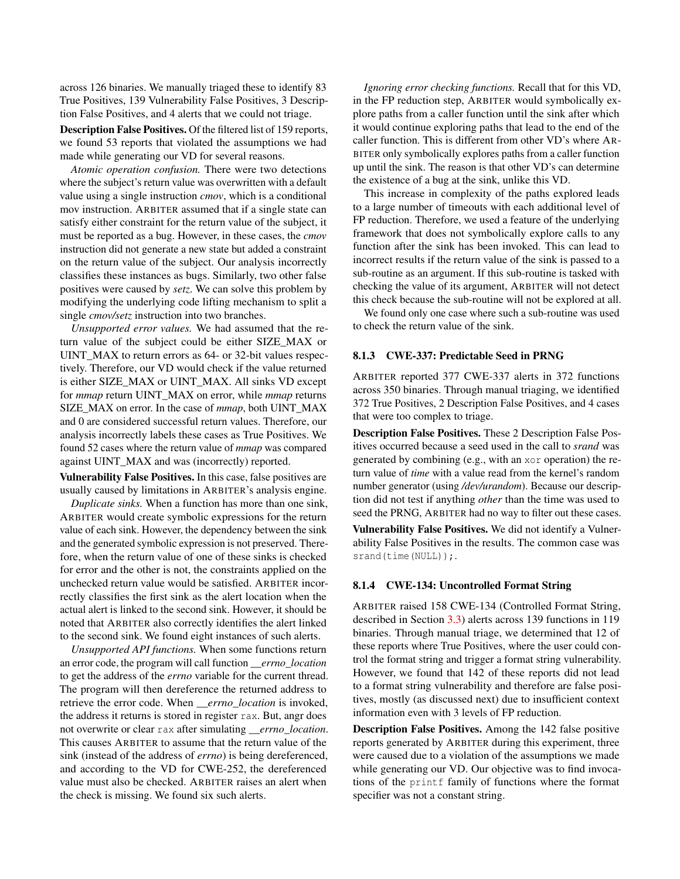across 126 binaries. We manually triaged these to identify 83 True Positives, 139 Vulnerability False Positives, 3 Description False Positives, and 4 alerts that we could not triage.

**Description False Positives.** Of the filtered list of 159 reports, we found 53 reports that violated the assumptions we had made while generating our VD for several reasons.

*Atomic operation confusion.* There were two detections where the subject's return value was overwritten with a default value using a single instruction *cmov*, which is a conditional mov instruction. ARBITER assumed that if a single state can satisfy either constraint for the return value of the subject, it must be reported as a bug. However, in these cases, the *cmov* instruction did not generate a new state but added a constraint on the return value of the subject. Our analysis incorrectly classifies these instances as bugs. Similarly, two other false positives were caused by *setz*. We can solve this problem by modifying the underlying code lifting mechanism to split a single *cmov/setz* instruction into two branches.

*Unsupported error values.* We had assumed that the return value of the subject could be either SIZE_MAX or UINT_MAX to return errors as 64- or 32-bit values respectively. Therefore, our VD would check if the value returned is either SIZE_MAX or UINT_MAX. All sinks VD except for *mmap* return UINT_MAX on error, while *mmap* returns SIZE_MAX on error. In the case of *mmap*, both UINT_MAX and 0 are considered successful return values. Therefore, our analysis incorrectly labels these cases as True Positives. We found 52 cases where the return value of *mmap* was compared against UINT_MAX and was (incorrectly) reported.

**Vulnerability False Positives.** In this case, false positives are usually caused by limitations in ARBITER's analysis engine.

*Duplicate sinks.* When a function has more than one sink, ARBITER would create symbolic expressions for the return value of each sink. However, the dependency between the sink and the generated symbolic expression is not preserved. Therefore, when the return value of one of these sinks is checked for error and the other is not, the constraints applied on the unchecked return value would be satisfied. ARBITER incorrectly classifies the first sink as the alert location when the actual alert is linked to the second sink. However, it should be noted that ARBITER also correctly identifies the alert linked to the second sink. We found eight instances of such alerts.

*Unsupported API functions.* When some functions return an error code, the program will call function *__errno_location* to get the address of the *errno* variable for the current thread. The program will then dereference the returned address to retrieve the error code. When *__errno_location* is invoked, the address it returns is stored in register `rax`. But, angr does not overwrite or clear `rax` after simulating *__errno_location*. This causes ARBITER to assume that the return value of the sink (instead of the address of *errno*) is being dereferenced, and according to the VD for CWE-252, the dereferenced value must also be checked. ARBITER raises an alert when the check is missing. We found six such alerts.

*Ignoring error checking functions.* Recall that for this VD, in the FP reduction step, ARBITER would symbolically explore paths from a caller function until the sink after which it would continue exploring paths that lead to the end of the caller function. This is different from other VD's where ARBITER only symbolically explores paths from a caller function up until the sink. The reason is that other VD's can determine the existence of a bug at the sink, unlike this VD.

This increase in complexity of the paths explored leads to a large number of timeouts with each additional level of FP reduction. Therefore, we used a feature of the underlying framework that does not symbolically explore calls to any function after the sink has been invoked. This can lead to incorrect results if the return value of the sink is passed to a sub-routine as an argument. If this sub-routine is tasked with checking the value of its argument, ARBITER will not detect this check because the sub-routine will not be explored at all.

We found only one case where such a sub-routine was used to check the return value of the sink.

#### 8.1.3 CWE-337: Predictable Seed in PRNG

ARBITER reported 377 CWE-337 alerts in 372 functions across 350 binaries. Through manual triaging, we identified 372 True Positives, 2 Description False Positives, and 4 cases that were too complex to triage.

**Description False Positives.** These 2 Description False Positives occurred because a seed used in the call to *srand* was generated by combining (e.g., with an `xor` operation) the return value of *time* with a value read from the kernel's random number generator (using */dev/urandom*). Because our description did not test if anything *other* than the time was used to seed the PRNG, ARBITER had no way to filter out these cases.

**Vulnerability False Positives.** We did not identify a Vulnerability False Positives in the results. The common case was `srand(time(NULL));`.

#### 8.1.4 CWE-134: Uncontrolled Format String

ARBITER raised 158 CWE-134 (Controlled Format String, described in Section 3.3) alerts across 139 functions in 119 binaries. Through manual triage, we determined that 12 of these reports where True Positives, where the user could control the format string and trigger a format string vulnerability. However, we found that 142 of these reports did not lead to a format string vulnerability and therefore are false positives, mostly (as discussed next) due to insufficient context information even with 3 levels of FP reduction.

**Description False Positives.** Among the 142 false positive reports generated by ARBITER during this experiment, three were caused due to a violation of the assumptions we made while generating our VD. Our objective was to find invocations of the `printf` family of functions where the format specifier was not a constant string.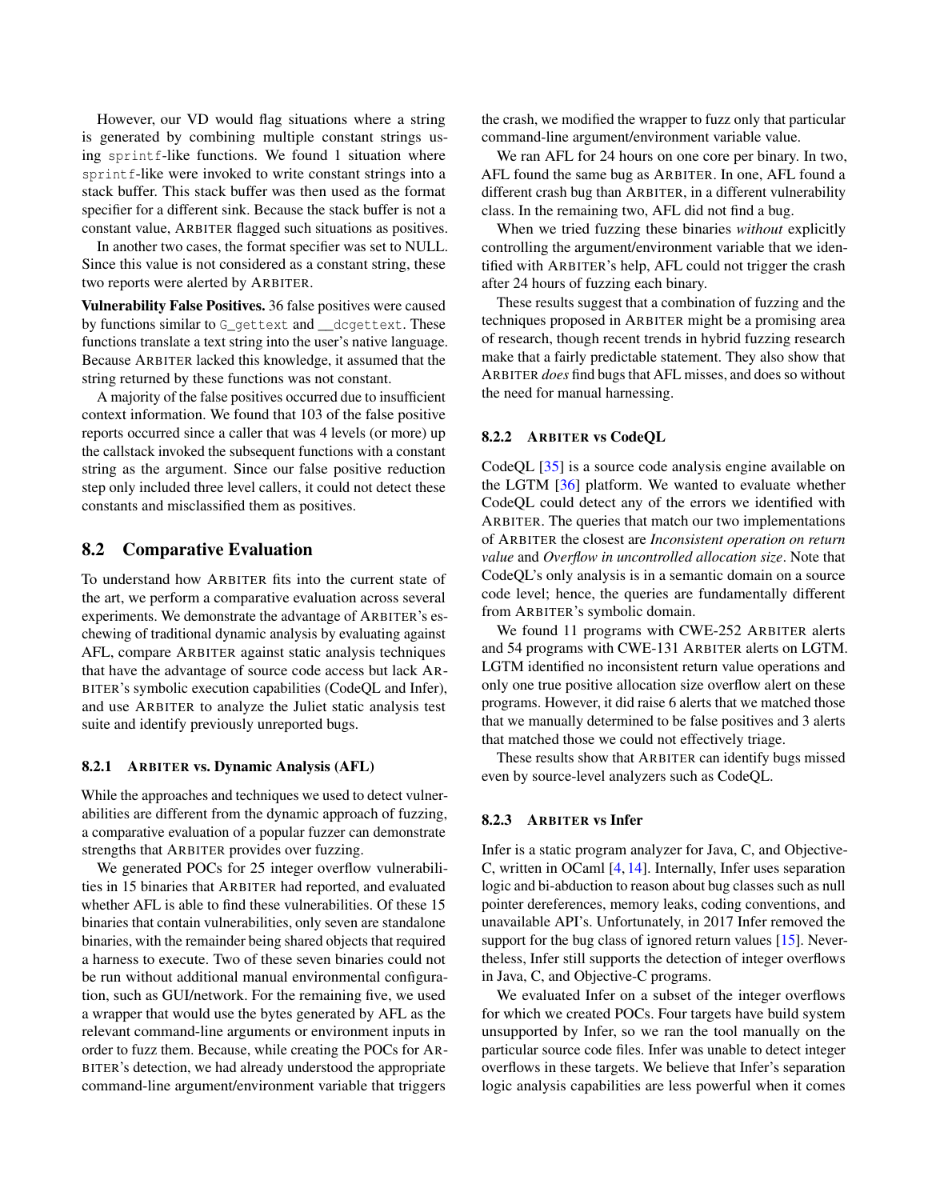However, our VD would flag situations where a string is generated by combining multiple constant strings using sprintf-like functions. We found 1 situation where sprintf-like were invoked to write constant strings into a stack buffer. This stack buffer was then used as the format specifier for a different sink. Because the stack buffer is not a constant value, ARBITER flagged such situations as positives.

In another two cases, the format specifier was set to NULL. Since this value is not considered as a constant string, these two reports were alerted by ARBITER.

**Vulnerability False Positives.** 36 false positives were caused by functions similar to G_gettext and __dcgettext. These functions translate a text string into the user's native language. Because ARBITER lacked this knowledge, it assumed that the string returned by these functions was not constant.

A majority of the false positives occurred due to insufficient context information. We found that 103 of the false positive reports occurred since a caller that was 4 levels (or more) up the callstack invoked the subsequent functions with a constant string as the argument. Since our false positive reduction step only included three level callers, it could not detect these constants and misclassified them as positives.

## 8.2 Comparative Evaluation

To understand how ARBITER fits into the current state of the art, we perform a comparative evaluation across several experiments. We demonstrate the advantage of ARBITER's eschewing of traditional dynamic analysis by evaluating against AFL, compare ARBITER against static analysis techniques that have the advantage of source code access but lack ARBITER's symbolic execution capabilities (CodeQL and Infer), and use ARBITER to analyze the Juliet static analysis test suite and identify previously unreported bugs.

### 8.2.1 ARBITER vs. Dynamic Analysis (AFL)

While the approaches and techniques we used to detect vulnerabilities are different from the dynamic approach of fuzzing, a comparative evaluation of a popular fuzzer can demonstrate strengths that ARBITER provides over fuzzing.

We generated POCs for 25 integer overflow vulnerabilities in 15 binaries that ARBITER had reported, and evaluated whether AFL is able to find these vulnerabilities. Of these 15 binaries that contain vulnerabilities, only seven are standalone binaries, with the remainder being shared objects that required a harness to execute. Two of these seven binaries could not be run without additional manual environmental configuration, such as GUI/network. For the remaining five, we used a wrapper that would use the bytes generated by AFL as the relevant command-line arguments or environment inputs in order to fuzz them. Because, while creating the POCs for ARBITER's detection, we had already understood the appropriate command-line argument/environment variable that triggers the crash, we modified the wrapper to fuzz only that particular command-line argument/environment variable value.

We ran AFL for 24 hours on one core per binary. In two, AFL found the same bug as ARBITER. In one, AFL found a different crash bug than ARBITER, in a different vulnerability class. In the remaining two, AFL did not find a bug.

When we tried fuzzing these binaries *without* explicitly controlling the argument/environment variable that we identified with ARBITER's help, AFL could not trigger the crash after 24 hours of fuzzing each binary.

These results suggest that a combination of fuzzing and the techniques proposed in ARBITER might be a promising area of research, though recent trends in hybrid fuzzing research make that a fairly predictable statement. They also show that ARBITER *does* find bugs that AFL misses, and does so without the need for manual harnessing.

### 8.2.2 ARBITER vs CodeQL

CodeQL [35] is a source code analysis engine available on the LGTM [36] platform. We wanted to evaluate whether CodeQL could detect any of the errors we identified with ARBITER. The queries that match our two implementations of ARBITER the closest are *Inconsistent operation on return value* and *Overflow in uncontrolled allocation size*. Note that CodeQL's only analysis is in a semantic domain on a source code level; hence, the queries are fundamentally different from ARBITER's symbolic domain.

We found 11 programs with CWE-252 ARBITER alerts and 54 programs with CWE-131 ARBITER alerts on LGTM. LGTM identified no inconsistent return value operations and only one true positive allocation size overflow alert on these programs. However, it did raise 6 alerts that we matched those that we manually determined to be false positives and 3 alerts that matched those we could not effectively triage.

These results show that ARBITER can identify bugs missed even by source-level analyzers such as CodeQL.

### 8.2.3 ARBITER vs Infer

Infer is a static program analyzer for Java, C, and Objective-C, written in OCaml [4, 14]. Internally, Infer uses separation logic and bi-abduction to reason about bug classes such as null pointer dereferences, memory leaks, coding conventions, and unavailable API's. Unfortunately, in 2017 Infer removed the support for the bug class of ignored return values [15]. Nevertheless, Infer still supports the detection of integer overflows in Java, C, and Objective-C programs.

We evaluated Infer on a subset of the integer overflows for which we created POCs. Four targets have build system unsupported by Infer, so we ran the tool manually on the particular source code files. Infer was unable to detect integer overflows in these targets. We believe that Infer's separation logic analysis capabilities are less powerful when it comes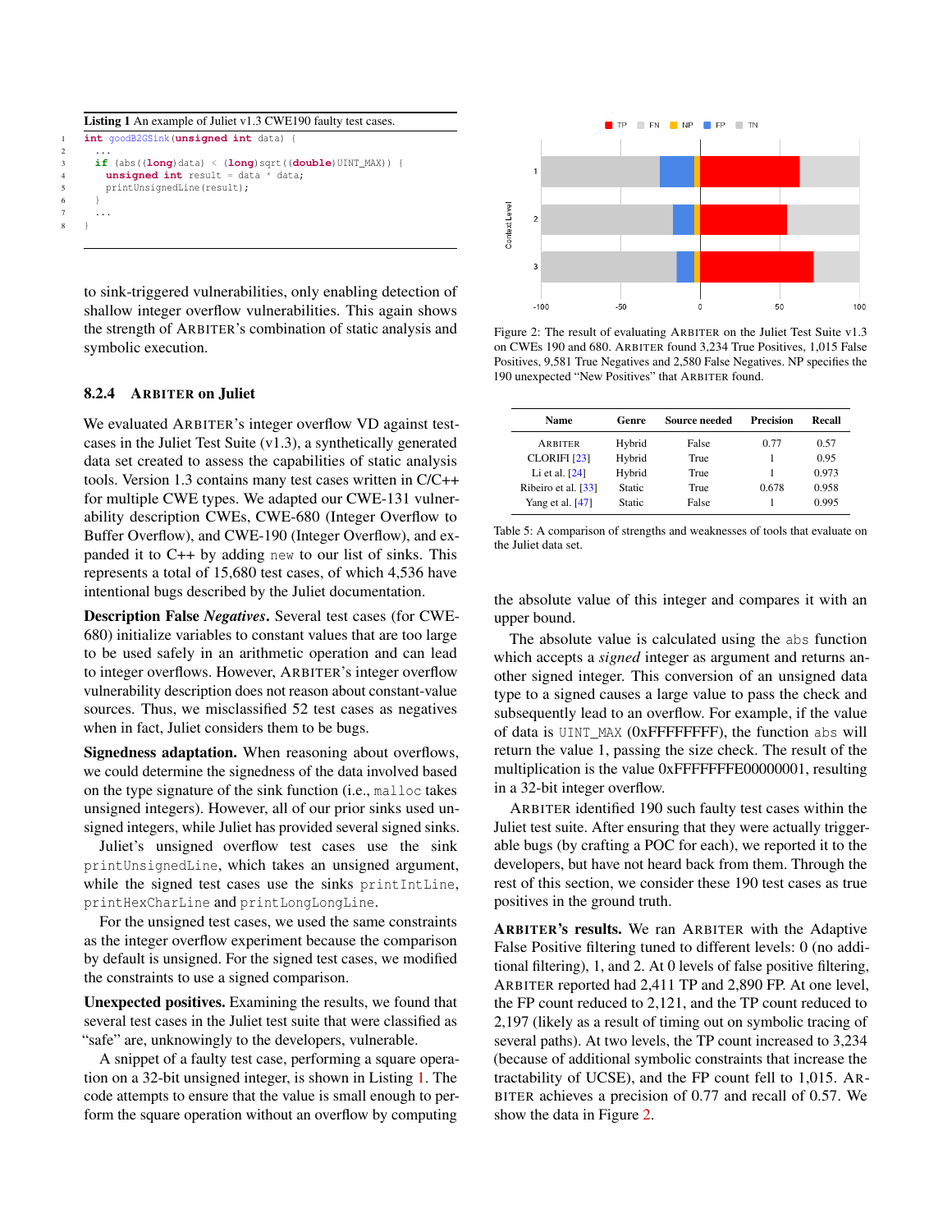**Listing 1** An example of Juliet v1.3 CWE190 faulty test cases.

```
int goodB2GSink(unsigned int data) {
  ...
  if (abs((long)data) < (long)sqrt((double)UINT_MAX)) {
    unsigned int result = data * data;
    printUnsignedLine(result);
  }
  ...
}
```

to sink-triggered vulnerabilities, only enabling detection of shallow integer overflow vulnerabilities. This again shows the strength of ARBITER's combination of static analysis and symbolic execution.

#### 8.2.4 ARBITER on Juliet

We evaluated ARBITER's integer overflow VD against test-cases in the Juliet Test Suite (v1.3), a synthetically generated data set created to assess the capabilities of static analysis tools. Version 1.3 contains many test cases written in C/C++ for multiple CWE types. We adapted our CWE-131 vulnerability description CWEs, CWE-680 (Integer Overflow to Buffer Overflow), and CWE-190 (Integer Overflow), and expanded it to C++ by adding `new` to our list of sinks. This represents a total of 15,680 test cases, of which 4,536 have intentional bugs described by the Juliet documentation.

**Description False *Negatives*.** Several test cases (for CWE-680) initialize variables to constant values that are too large to be used safely in an arithmetic operation and can lead to integer overflows. However, ARBITER's integer overflow vulnerability description does not reason about constant-value sources. Thus, we misclassified 52 test cases as negatives when in fact, Juliet considers them to be bugs.

**Signedness adaptation.** When reasoning about overflows, we could determine the signedness of the data involved based on the type signature of the sink function (i.e., `malloc` takes unsigned integers). However, all of our prior sinks used unsigned integers, while Juliet has provided several signed sinks.

Juliet's unsigned overflow test cases use the sink `printUnsignedLine`, which takes an unsigned argument, while the signed test cases use the sinks `printIntLine`, `printHexCharLine` and `printLongLongLine`.

For the unsigned test cases, we used the same constraints as the integer overflow experiment because the comparison by default is unsigned. For the signed test cases, we modified the constraints to use a signed comparison.

**Unexpected positives.** Examining the results, we found that several test cases in the Juliet test suite that were classified as "safe" are, unknowingly to the developers, vulnerable.

A snippet of a faulty test case, performing a square operation on a 32-bit unsigned integer, is shown in Listing 1. The code attempts to ensure that the value is small enough to perform the square operation without an overflow by computing the absolute value of this integer and compares it with an upper bound.

The absolute value is calculated using the `abs` function which accepts a *signed* integer as argument and returns another signed integer. This conversion of an unsigned data type to a signed causes a large value to pass the check and subsequently lead to an overflow. For example, if the value of data is `UINT_MAX` (0xFFFFFFFF), the function `abs` will return the value 1, passing the size check. The result of the multiplication is the value 0xFFFFFFFE00000001, resulting in a 32-bit integer overflow.

ARBITER identified 190 such faulty test cases within the Juliet test suite. After ensuring that they were actually triggerable bugs (by crafting a POC for each), we reported it to the developers, but have not heard back from them. Through the rest of this section, we consider these 190 test cases as true positives in the ground truth.

**ARBITER's results.** We ran ARBITER with the Adaptive False Positive filtering tuned to different levels: 0 (no additional filtering), 1, and 2. At 0 levels of false positive filtering, ARBITER reported had 2,411 TP and 2,890 FP. At one level, the FP count reduced to 2,121, and the TP count reduced to 2,197 (likely as a result of timing out on symbolic tracing of several paths). At two levels, the TP count increased to 3,234 (because of additional symbolic constraints that increase the tractability of UCSE), and the FP count fell to 1,015. ARBITER achieves a precision of 0.77 and recall of 0.57. We show the data in Figure 2.

Figure 2: The result of evaluating ARBITER on the Juliet Test Suite v1.3 on CWEs 190 and 680. ARBITER found 3,234 True Positives, 1,015 False Positives, 9,581 True Negatives and 2,580 False Negatives. NP specifies the 190 unexpected "New Positives" that ARBITER found.

| Name | Genre | Source needed | Precision | Recall |
|---|---|---|---|---|
| ARBITER | Hybrid | False | 0.77 | 0.57 |
| CLORIFI [23] | Hybrid | True | 1 | 0.95 |
| Li et al. [24] | Hybrid | True | 1 | 0.973 |
| Ribeiro et al. [33] | Static | True | 0.678 | 0.958 |
| Yang et al. [47] | Static | False | 1 | 0.995 |

Table 5: A comparison of strengths and weaknesses of tools that evaluate on the Juliet data set.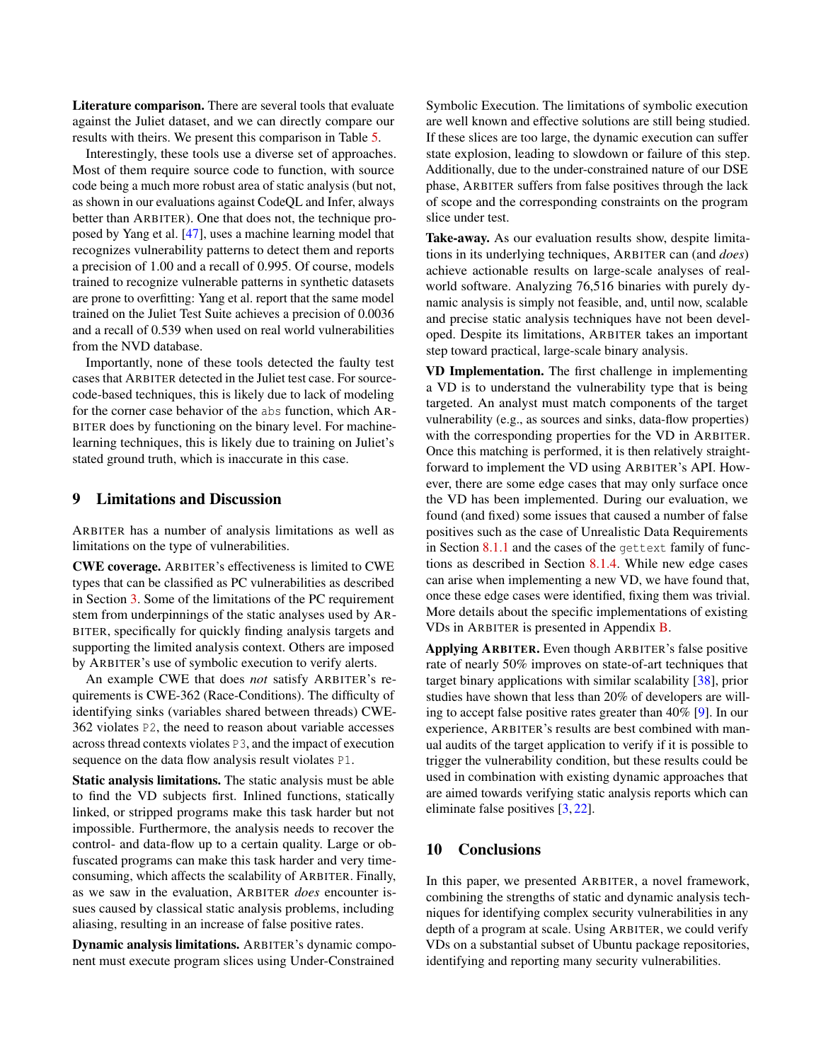**Literature comparison.** There are several tools that evaluate against the Juliet dataset, and we can directly compare our results with theirs. We present this comparison in Table 5.

Interestingly, these tools use a diverse set of approaches. Most of them require source code to function, with source code being a much more robust area of static analysis (but not, as shown in our evaluations against CodeQL and Infer, always better than ARBITER). One that does not, the technique proposed by Yang et al. [47], uses a machine learning model that recognizes vulnerability patterns to detect them and reports a precision of 1.00 and a recall of 0.995. Of course, models trained to recognize vulnerable patterns in synthetic datasets are prone to overfitting: Yang et al. report that the same model trained on the Juliet Test Suite achieves a precision of 0.0036 and a recall of 0.539 when used on real world vulnerabilities from the NVD database.

Importantly, none of these tools detected the faulty test cases that ARBITER detected in the Juliet test case. For source-code-based techniques, this is likely due to lack of modeling for the corner case behavior of the `abs` function, which ARBITER does by functioning on the binary level. For machine-learning techniques, this is likely due to training on Juliet's stated ground truth, which is inaccurate in this case.

## 9 Limitations and Discussion

ARBITER has a number of analysis limitations as well as limitations on the type of vulnerabilities.

**CWE coverage.** ARBITER's effectiveness is limited to CWE types that can be classified as PC vulnerabilities as described in Section 3. Some of the limitations of the PC requirement stem from underpinnings of the static analyses used by ARBITER, specifically for quickly finding analysis targets and supporting the limited analysis context. Others are imposed by ARBITER's use of symbolic execution to verify alerts.

An example CWE that does *not* satisfy ARBITER's requirements is CWE-362 (Race-Conditions). The difficulty of identifying sinks (variables shared between threads) CWE-362 violates `P2`, the need to reason about variable accesses across thread contexts violates `P3`, and the impact of execution sequence on the data flow analysis result violates `P1`.

**Static analysis limitations.** The static analysis must be able to find the VD subjects first. Inlined functions, statically linked, or stripped programs make this task harder but not impossible. Furthermore, the analysis needs to recover the control- and data-flow up to a certain quality. Large or obfuscated programs can make this task harder and very time-consuming, which affects the scalability of ARBITER. Finally, as we saw in the evaluation, ARBITER *does* encounter issues caused by classical static analysis problems, including aliasing, resulting in an increase of false positive rates.

**Dynamic analysis limitations.** ARBITER's dynamic component must execute program slices using Under-Constrained Symbolic Execution. The limitations of symbolic execution are well known and effective solutions are still being studied. If these slices are too large, the dynamic execution can suffer state explosion, leading to slowdown or failure of this step. Additionally, due to the under-constrained nature of our DSE phase, ARBITER suffers from false positives through the lack of scope and the corresponding constraints on the program slice under test.

**Take-away.** As our evaluation results show, despite limitations in its underlying techniques, ARBITER can (and *does*) achieve actionable results on large-scale analyses of real-world software. Analyzing 76,516 binaries with purely dynamic analysis is simply not feasible, and, until now, scalable and precise static analysis techniques have not been developed. Despite its limitations, ARBITER takes an important step toward practical, large-scale binary analysis.

**VD Implementation.** The first challenge in implementing a VD is to understand the vulnerability type that is being targeted. An analyst must match components of the target vulnerability (e.g., as sources and sinks, data-flow properties) with the corresponding properties for the VD in ARBITER. Once this matching is performed, it is then relatively straightforward to implement the VD using ARBITER's API. However, there are some edge cases that may only surface once the VD has been implemented. During our evaluation, we found (and fixed) some issues that caused a number of false positives such as the case of Unrealistic Data Requirements in Section 8.1.1 and the cases of the `gettext` family of functions as described in Section 8.1.4. While new edge cases can arise when implementing a new VD, we have found that, once these edge cases were identified, fixing them was trivial. More details about the specific implementations of existing VDs in ARBITER is presented in Appendix B.

**Applying ARBITER.** Even though ARBITER's false positive rate of nearly 50% improves on state-of-art techniques that target binary applications with similar scalability [38], prior studies have shown that less than 20% of developers are willing to accept false positive rates greater than 40% [9]. In our experience, ARBITER's results are best combined with manual audits of the target application to verify if it is possible to trigger the vulnerability condition, but these results could be used in combination with existing dynamic approaches that are aimed towards verifying static analysis reports which can eliminate false positives [3, 22].

## 10 Conclusions

In this paper, we presented ARBITER, a novel framework, combining the strengths of static and dynamic analysis techniques for identifying complex security vulnerabilities in any depth of a program at scale. Using ARBITER, we could verify VDs on a substantial subset of Ubuntu package repositories, identifying and reporting many security vulnerabilities.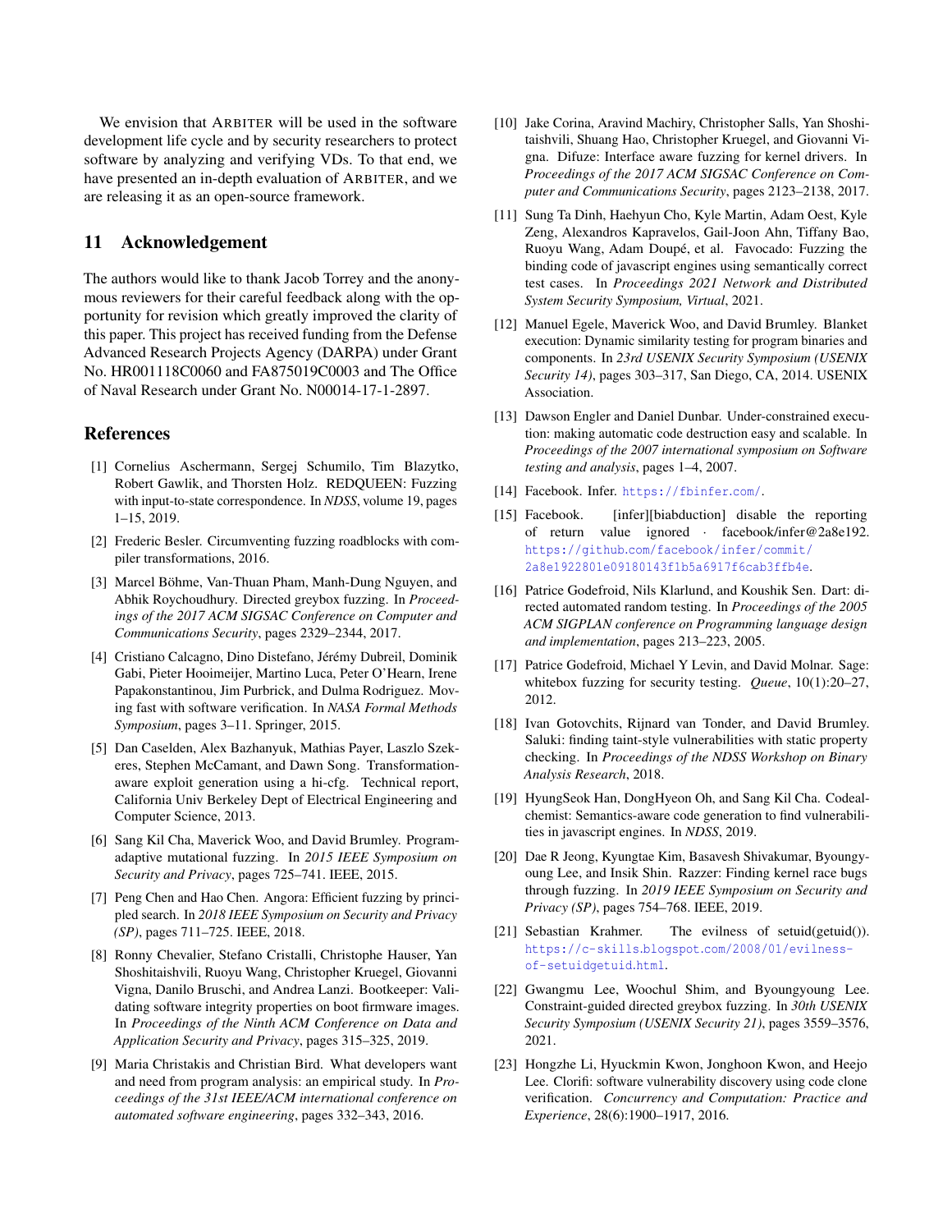We envision that ARBITER will be used in the software development life cycle and by security researchers to protect software by analyzing and verifying VDs. To that end, we have presented an in-depth evaluation of ARBITER, and we are releasing it as an open-source framework.

## 11 Acknowledgement

The authors would like to thank Jacob Torrey and the anonymous reviewers for their careful feedback along with the opportunity for revision which greatly improved the clarity of this paper. This project has received funding from the Defense Advanced Research Projects Agency (DARPA) under Grant No. HR001118C0060 and FA875019C0003 and The Office of Naval Research under Grant No. N00014-17-1-2897.

## References

[1] Cornelius Aschermann, Sergej Schumilo, Tim Blazytko, Robert Gawlik, and Thorsten Holz. REDQUEEN: Fuzzing with input-to-state correspondence. In *NDSS*, volume 19, pages 1–15, 2019.

[2] Frederic Besler. Circumventing fuzzing roadblocks with compiler transformations, 2016.

[3] Marcel Böhme, Van-Thuan Pham, Manh-Dung Nguyen, and Abhik Roychoudhury. Directed greybox fuzzing. In *Proceedings of the 2017 ACM SIGSAC Conference on Computer and Communications Security*, pages 2329–2344, 2017.

[4] Cristiano Calcagno, Dino Distefano, Jérémy Dubreil, Dominik Gabi, Pieter Hooimeijer, Martino Luca, Peter O'Hearn, Irene Papakonstantinou, Jim Purbrick, and Dulma Rodriguez. Moving fast with software verification. In *NASA Formal Methods Symposium*, pages 3–11. Springer, 2015.

[5] Dan Caselden, Alex Bazhanyuk, Mathias Payer, Laszlo Szekeres, Stephen McCamant, and Dawn Song. Transformation-aware exploit generation using a hi-cfg. Technical report, California Univ Berkeley Dept of Electrical Engineering and Computer Science, 2013.

[6] Sang Kil Cha, Maverick Woo, and David Brumley. Program-adaptive mutational fuzzing. In *2015 IEEE Symposium on Security and Privacy*, pages 725–741. IEEE, 2015.

[7] Peng Chen and Hao Chen. Angora: Efficient fuzzing by principled search. In *2018 IEEE Symposium on Security and Privacy (SP)*, pages 711–725. IEEE, 2018.

[8] Ronny Chevalier, Stefano Cristalli, Christophe Hauser, Yan Shoshitaishvili, Ruoyu Wang, Christopher Kruegel, Giovanni Vigna, Danilo Bruschi, and Andrea Lanzi. Bootkeeper: Validating software integrity properties on boot firmware images. In *Proceedings of the Ninth ACM Conference on Data and Application Security and Privacy*, pages 315–325, 2019.

[9] Maria Christakis and Christian Bird. What developers want and need from program analysis: an empirical study. In *Proceedings of the 31st IEEE/ACM international conference on automated software engineering*, pages 332–343, 2016.

[10] Jake Corina, Aravind Machiry, Christopher Salls, Yan Shoshitaishvili, Shuang Hao, Christopher Kruegel, and Giovanni Vigna. Difuze: Interface aware fuzzing for kernel drivers. In *Proceedings of the 2017 ACM SIGSAC Conference on Computer and Communications Security*, pages 2123–2138, 2017.

[11] Sung Ta Dinh, Haehyun Cho, Kyle Martin, Adam Oest, Kyle Zeng, Alexandros Kapravelos, Gail-Joon Ahn, Tiffany Bao, Ruoyu Wang, Adam Doupé, et al. Favocado: Fuzzing the binding code of javascript engines using semantically correct test cases. In *Proceedings 2021 Network and Distributed System Security Symposium, Virtual*, 2021.

[12] Manuel Egele, Maverick Woo, and David Brumley. Blanket execution: Dynamic similarity testing for program binaries and components. In *23rd USENIX Security Symposium (USENIX Security 14)*, pages 303–317, San Diego, CA, 2014. USENIX Association.

[13] Dawson Engler and Daniel Dunbar. Under-constrained execution: making automatic code destruction easy and scalable. In *Proceedings of the 2007 international symposium on Software testing and analysis*, pages 1–4, 2007.

[14] Facebook. Infer. https://fbinfer.com/.

[15] Facebook. [infer][biabduction] disable the reporting of return value ignored · facebook/infer@2a8e192. https://github.com/facebook/infer/commit/2a8e1922801e09180143f1b5a6917f6cab3ffb4e.

[16] Patrice Godefroid, Nils Klarlund, and Koushik Sen. Dart: directed automated random testing. In *Proceedings of the 2005 ACM SIGPLAN conference on Programming language design and implementation*, pages 213–223, 2005.

[17] Patrice Godefroid, Michael Y Levin, and David Molnar. Sage: whitebox fuzzing for security testing. *Queue*, 10(1):20–27, 2012.

[18] Ivan Gotovchits, Rijnard van Tonder, and David Brumley. Saluki: finding taint-style vulnerabilities with static property checking. In *Proceedings of the NDSS Workshop on Binary Analysis Research*, 2018.

[19] HyungSeok Han, DongHyeon Oh, and Sang Kil Cha. Codealchemist: Semantics-aware code generation to find vulnerabilities in javascript engines. In *NDSS*, 2019.

[20] Dae R Jeong, Kyungtae Kim, Basavesh Shivakumar, Byoungyoung Lee, and Insik Shin. Razzer: Finding kernel race bugs through fuzzing. In *2019 IEEE Symposium on Security and Privacy (SP)*, pages 754–768. IEEE, 2019.

[21] Sebastian Krahmer. The evilness of setuid(getuid()). https://c-skills.blogspot.com/2008/01/evilness-of-setuidgetuid.html.

[22] Gwangmu Lee, Woochul Shim, and Byoungyoung Lee. Constraint-guided directed greybox fuzzing. In *30th USENIX Security Symposium (USENIX Security 21)*, pages 3559–3576, 2021.

[23] Hongzhe Li, Hyuckmin Kwon, Jonghoon Kwon, and Heejo Lee. Clorifi: software vulnerability discovery using code clone verification. *Concurrency and Computation: Practice and Experience*, 28(6):1900–1917, 2016.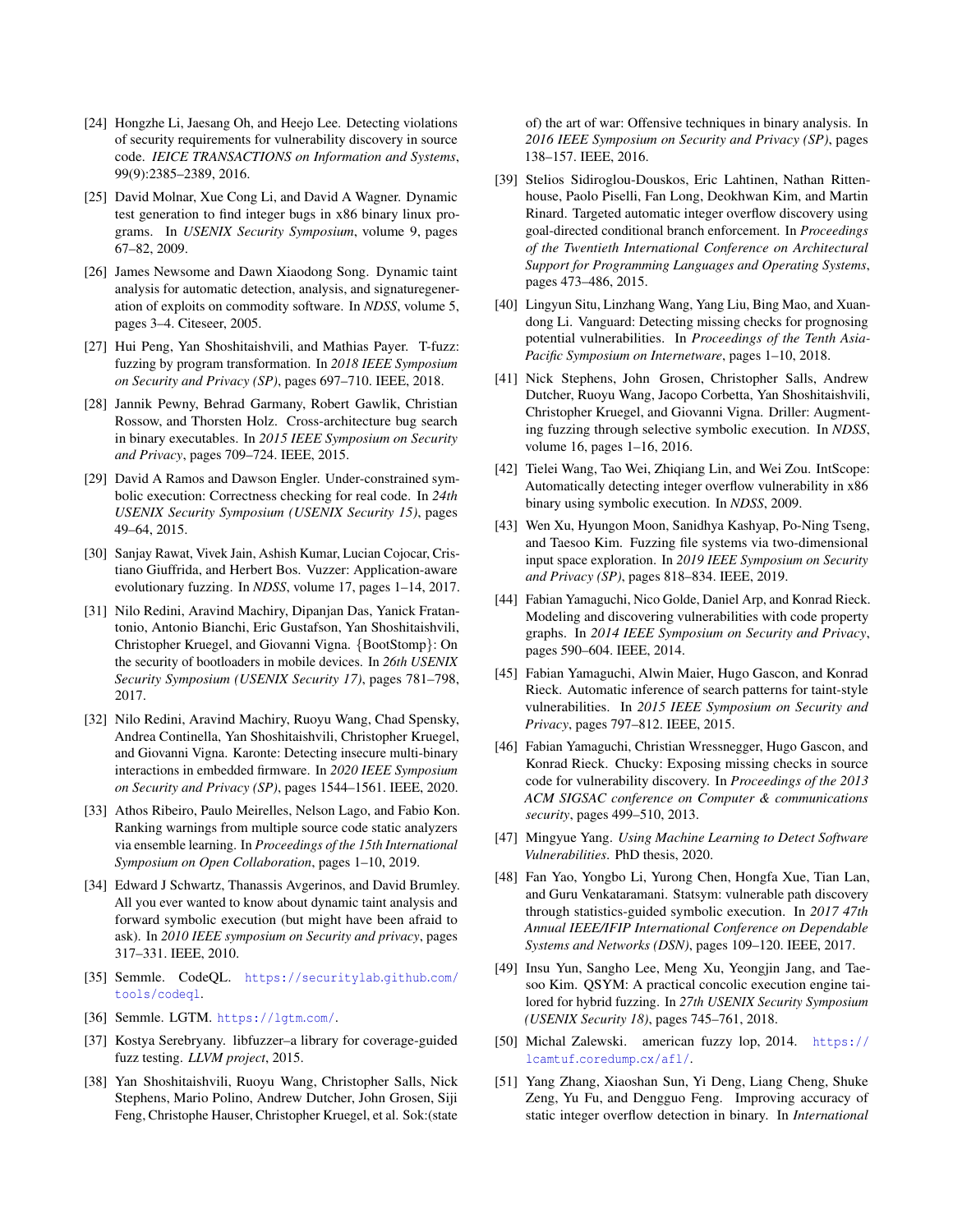[24] Hongzhe Li, Jaesang Oh, and Heejo Lee. Detecting violations of security requirements for vulnerability discovery in source code. *IEICE TRANSACTIONS on Information and Systems*, 99(9):2385–2389, 2016.

[25] David Molnar, Xue Cong Li, and David A Wagner. Dynamic test generation to find integer bugs in x86 binary linux programs. In *USENIX Security Symposium*, volume 9, pages 67–82, 2009.

[26] James Newsome and Dawn Xiaodong Song. Dynamic taint analysis for automatic detection, analysis, and signaturegeneration of exploits on commodity software. In *NDSS*, volume 5, pages 3–4. Citeseer, 2005.

[27] Hui Peng, Yan Shoshitaishvili, and Mathias Payer. T-fuzz: fuzzing by program transformation. In *2018 IEEE Symposium on Security and Privacy (SP)*, pages 697–710. IEEE, 2018.

[28] Jannik Pewny, Behrad Garmany, Robert Gawlik, Christian Rossow, and Thorsten Holz. Cross-architecture bug search in binary executables. In *2015 IEEE Symposium on Security and Privacy*, pages 709–724. IEEE, 2015.

[29] David A Ramos and Dawson Engler. Under-constrained symbolic execution: Correctness checking for real code. In *24th USENIX Security Symposium (USENIX Security 15)*, pages 49–64, 2015.

[30] Sanjay Rawat, Vivek Jain, Ashish Kumar, Lucian Cojocar, Cristiano Giuffrida, and Herbert Bos. Vuzzer: Application-aware evolutionary fuzzing. In *NDSS*, volume 17, pages 1–14, 2017.

[31] Nilo Redini, Aravind Machiry, Dipanjan Das, Yanick Fratantonio, Antonio Bianchi, Eric Gustafson, Yan Shoshitaishvili, Christopher Kruegel, and Giovanni Vigna. {BootStomp}: On the security of bootloaders in mobile devices. In *26th USENIX Security Symposium (USENIX Security 17)*, pages 781–798, 2017.

[32] Nilo Redini, Aravind Machiry, Ruoyu Wang, Chad Spensky, Andrea Continella, Yan Shoshitaishvili, Christopher Kruegel, and Giovanni Vigna. Karonte: Detecting insecure multi-binary interactions in embedded firmware. In *2020 IEEE Symposium on Security and Privacy (SP)*, pages 1544–1561. IEEE, 2020.

[33] Athos Ribeiro, Paulo Meirelles, Nelson Lago, and Fabio Kon. Ranking warnings from multiple source code static analyzers via ensemble learning. In *Proceedings of the 15th International Symposium on Open Collaboration*, pages 1–10, 2019.

[34] Edward J Schwartz, Thanassis Avgerinos, and David Brumley. All you ever wanted to know about dynamic taint analysis and forward symbolic execution (but might have been afraid to ask). In *2010 IEEE symposium on Security and privacy*, pages 317–331. IEEE, 2010.

[35] Semmle. CodeQL. https://securitylab.github.com/tools/codeql.

[36] Semmle. LGTM. https://lgtm.com/.

[37] Kostya Serebryany. libfuzzer–a library for coverage-guided fuzz testing. *LLVM project*, 2015.

[38] Yan Shoshitaishvili, Ruoyu Wang, Christopher Salls, Nick Stephens, Mario Polino, Andrew Dutcher, John Grosen, Siji Feng, Christophe Hauser, Christopher Kruegel, et al. Sok:(state of) the art of war: Offensive techniques in binary analysis. In *2016 IEEE Symposium on Security and Privacy (SP)*, pages 138–157. IEEE, 2016.

[39] Stelios Sidiroglou-Douskos, Eric Lahtinen, Nathan Rittenhouse, Paolo Piselli, Fan Long, Deokhwan Kim, and Martin Rinard. Targeted automatic integer overflow discovery using goal-directed conditional branch enforcement. In *Proceedings of the Twentieth International Conference on Architectural Support for Programming Languages and Operating Systems*, pages 473–486, 2015.

[40] Lingyun Situ, Linzhang Wang, Yang Liu, Bing Mao, and Xuandong Li. Vanguard: Detecting missing checks for prognosing potential vulnerabilities. In *Proceedings of the Tenth Asia-Pacific Symposium on Internetware*, pages 1–10, 2018.

[41] Nick Stephens, John Grosen, Christopher Salls, Andrew Dutcher, Ruoyu Wang, Jacopo Corbetta, Yan Shoshitaishvili, Christopher Kruegel, and Giovanni Vigna. Driller: Augmenting fuzzing through selective symbolic execution. In *NDSS*, volume 16, pages 1–16, 2016.

[42] Tielei Wang, Tao Wei, Zhiqiang Lin, and Wei Zou. IntScope: Automatically detecting integer overflow vulnerability in x86 binary using symbolic execution. In *NDSS*, 2009.

[43] Wen Xu, Hyungon Moon, Sanidhya Kashyap, Po-Ning Tseng, and Taesoo Kim. Fuzzing file systems via two-dimensional input space exploration. In *2019 IEEE Symposium on Security and Privacy (SP)*, pages 818–834. IEEE, 2019.

[44] Fabian Yamaguchi, Nico Golde, Daniel Arp, and Konrad Rieck. Modeling and discovering vulnerabilities with code property graphs. In *2014 IEEE Symposium on Security and Privacy*, pages 590–604. IEEE, 2014.

[45] Fabian Yamaguchi, Alwin Maier, Hugo Gascon, and Konrad Rieck. Automatic inference of search patterns for taint-style vulnerabilities. In *2015 IEEE Symposium on Security and Privacy*, pages 797–812. IEEE, 2015.

[46] Fabian Yamaguchi, Christian Wressnegger, Hugo Gascon, and Konrad Rieck. Chucky: Exposing missing checks in source code for vulnerability discovery. In *Proceedings of the 2013 ACM SIGSAC conference on Computer & communications security*, pages 499–510, 2013.

[47] Mingyue Yang. *Using Machine Learning to Detect Software Vulnerabilities*. PhD thesis, 2020.

[48] Fan Yao, Yongbo Li, Yurong Chen, Hongfa Xue, Tian Lan, and Guru Venkataramani. Statsym: vulnerable path discovery through statistics-guided symbolic execution. In *2017 47th Annual IEEE/IFIP International Conference on Dependable Systems and Networks (DSN)*, pages 109–120. IEEE, 2017.

[49] Insu Yun, Sangho Lee, Meng Xu, Yeongjin Jang, and Taesoo Kim. QSYM: A practical concolic execution engine tailored for hybrid fuzzing. In *27th USENIX Security Symposium (USENIX Security 18)*, pages 745–761, 2018.

[50] Michal Zalewski. american fuzzy lop, 2014. https://lcamtuf.coredump.cx/afl/.

[51] Yang Zhang, Xiaoshan Sun, Yi Deng, Liang Cheng, Shuke Zeng, Yu Fu, and Dengguo Feng. Improving accuracy of static integer overflow detection in binary. In *International*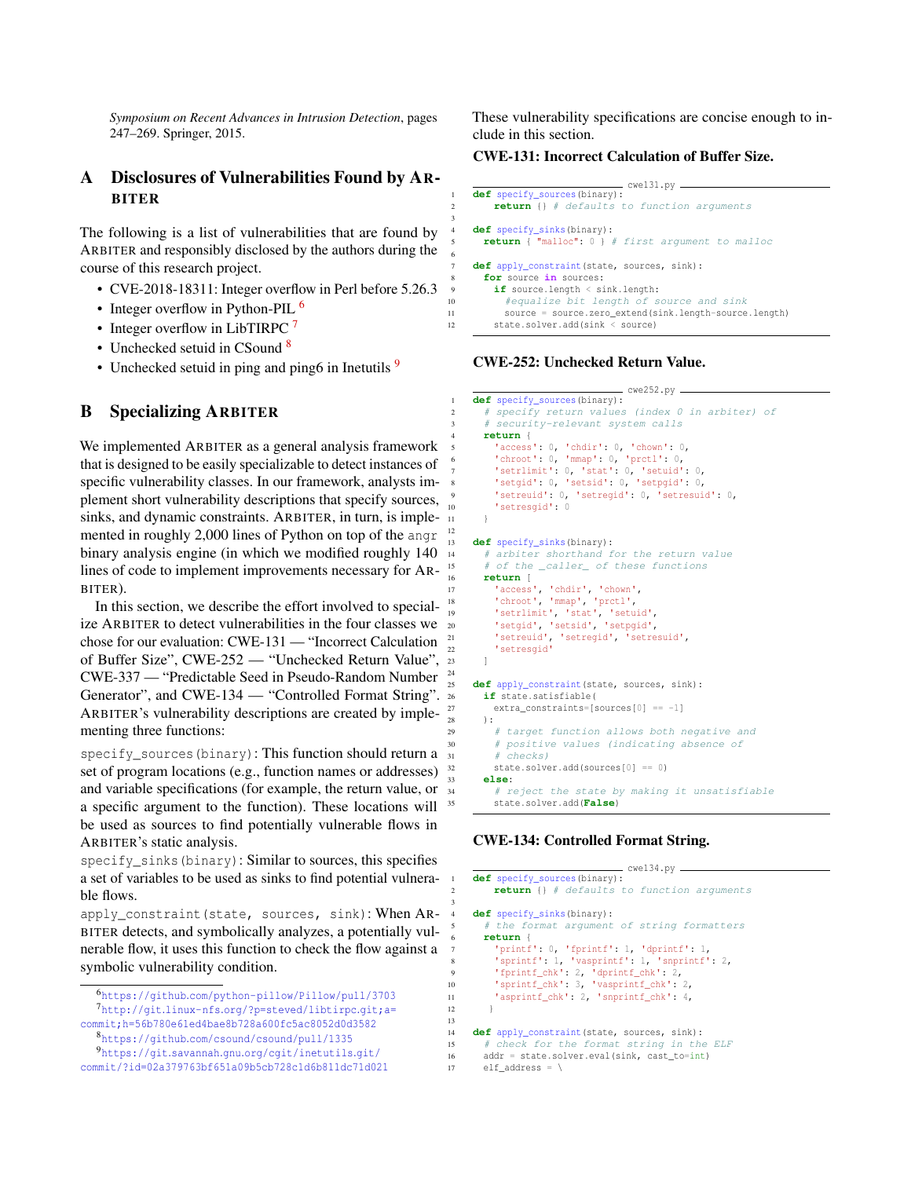*Symposium on Recent Advances in Intrusion Detection*, pages 247–269. Springer, 2015.

## A Disclosures of Vulnerabilities Found by ARBITER

The following is a list of vulnerabilities that are found by ARBITER and responsibly disclosed by the authors during the course of this research project.

- CVE-2018-18311: Integer overflow in Perl before 5.26.3
- Integer overflow in Python-PIL [6]
- Integer overflow in LibTIRPC [7]
- Unchecked setuid in CSound [8]
- Unchecked setuid in ping and ping6 in Inetutils [9]

## B Specializing ARBITER

We implemented ARBITER as a general analysis framework that is designed to be easily specializable to detect instances of specific vulnerability classes. In our framework, analysts implement short vulnerability descriptions that specify sources, sinks, and dynamic constraints. ARBITER, in turn, is implemented in roughly 2,000 lines of Python on top of the `angr` binary analysis engine (in which we modified roughly 140 lines of code to implement improvements necessary for ARBITER).

In this section, we describe the effort involved to specialize ARBITER to detect vulnerabilities in the four classes we chose for our evaluation: CWE-131 — "Incorrect Calculation of Buffer Size", CWE-252 — "Unchecked Return Value", CWE-337 — "Predictable Seed in Pseudo-Random Number Generator", and CWE-134 — "Controlled Format String". ARBITER's vulnerability descriptions are created by implementing three functions:

`specify_sources(binary)`: This function should return a set of program locations (e.g., function names or addresses) and variable specifications (for example, the return value, or a specific argument to the function). These locations will be used as sources to find potentially vulnerable flows in ARBITER's static analysis.

`specify_sinks(binary)`: Similar to sources, this specifies a set of variables to be used as sinks to find potential vulnerable flows.

`apply_constraint(state, sources, sink)`: When ARBITER detects, and symbolically analyzes, a potentially vulnerable flow, it uses this function to check the flow against a symbolic vulnerability condition.

These vulnerability specifications are concise enough to include in this section.

### CWE-131: Incorrect Calculation of Buffer Size.

```
cwe131.py
def specify_sources(binary):
    return {} # defaults to function arguments

def specify_sinks(binary):
  return { "malloc": 0 } # first argument to malloc

def apply_constraint(state, sources, sink):
  for source in sources:
    if source.length < sink.length:
      #equalize bit length of source and sink
      source = source.zero_extend(sink.length-source.length)
    state.solver.add(sink < source)
```

### CWE-252: Unchecked Return Value.

```
cwe252.py
def specify_sources(binary):
  # specify return values (index 0 in arbiter) of
  # security-relevant system calls
  return {
    'access': 0, 'chdir': 0, 'chown': 0,
    'chroot': 0, 'mmap': 0, 'prctl': 0,
    'setrlimit': 0, 'stat': 0, 'setuid': 0,
    'setgid': 0, 'setsid': 0, 'setpgid': 0,
    'setreuid': 0, 'setregid': 0, 'setresuid': 0,
    'setresgid': 0
  }

def specify_sinks(binary):
  # arbiter shorthand for the return value
  # of the _caller_ of these functions
  return [
    'access', 'chdir', 'chown',
    'chroot', 'mmap', 'prctl',
    'setrlimit', 'stat', 'setuid',
    'setgid', 'setsid', 'setpgid',
    'setreuid', 'setregid', 'setresuid',
    'setresgid'
  ]

def apply_constraint(state, sources, sink):
  if state.satisfiable(
    extra_constraints=[sources[0] == -1]
  ):
    # target function allows both negative and
    # positive values (indicating absence of
    # checks)
    state.solver.add(sources[0] == 0)
  else:
    # reject the state by making it unsatisfiable
    state.solver.add(False)
```

### CWE-134: Controlled Format String.

```
cwe134.py
def specify_sources(binary):
    return {} # defaults to function arguments

def specify_sinks(binary):
  # the format argument of string formatters
  return {
    'printf': 0, 'fprintf': 1, 'dprintf': 1,
    'sprintf': 1, 'vasprintf': 1, 'snprintf': 2,
    'fprintf_chk': 2, 'dprintf_chk': 2,
    'sprintf_chk': 3, 'vasprintf_chk': 2,
    'asprintf_chk': 2, 'snprintf_chk': 4,
   }

def apply_constraint(state, sources, sink):
  # check for the format string in the ELF
  addr = state.solver.eval(sink, cast_to=int)
  elf_address = \
```

[6] https://github.com/python-pillow/Pillow/pull/3703

[7] http://git.linux-nfs.org/?p=steved/libtirpc.git;a=commit;h=56b780e61ed4bae8b728a600fc5ac8052d0d3582

[8] https://github.com/csound/csound/pull/1335

[9] https://git.savannah.gnu.org/cgit/inetutils.git/commit/?id=02a379763bf651a09b5cb728c1d6b811dc71d021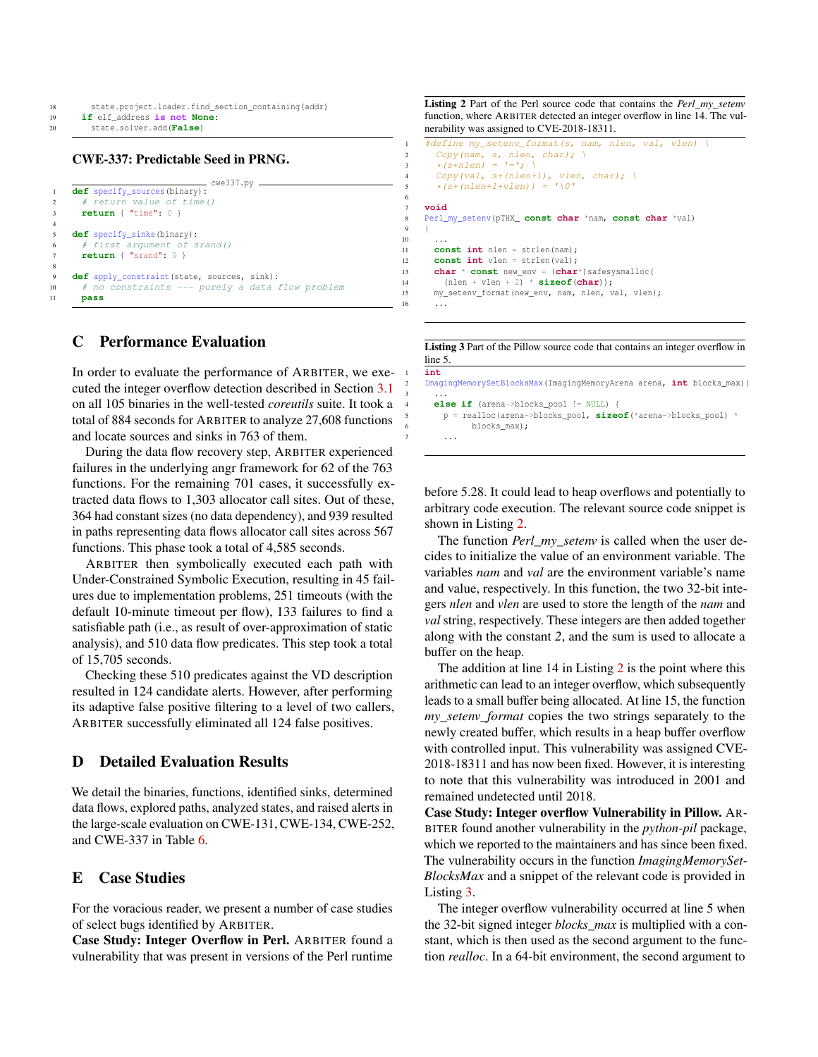```
    state.project.loader.find_section_containing(addr)
  if elf_address is not None:
    state.solver.add(False)
```

### CWE-337: Predictable Seed in PRNG.

```python
# cwe337.py
def specify_sources(binary):
  # return value of time()
  return { "time": 0 }

def specify_sinks(binary):
  # first argument of srand()
  return { "srand": 0 }

def apply_constraint(state, sources, sink):
  # no constraints --- purely a data flow problem
  pass
```

## C Performance Evaluation

In order to evaluate the performance of ARBITER, we executed the integer overflow detection described in Section 3.1 on all 105 binaries in the well-tested *coreutils* suite. It took a total of 884 seconds for ARBITER to analyze 27,608 functions and locate sources and sinks in 763 of them.

During the data flow recovery step, ARBITER experienced failures in the underlying angr framework for 62 of the 763 functions. For the remaining 701 cases, it successfully extracted data flows to 1,303 allocator call sites. Out of these, 364 had constant sizes (no data dependency), and 939 resulted in paths representing data flows allocator call sites across 567 functions. This phase took a total of 4,585 seconds.

ARBITER then symbolically executed each path with Under-Constrained Symbolic Execution, resulting in 45 failures due to implementation problems, 251 timeouts (with the default 10-minute timeout per flow), 133 failures to find a satisfiable path (i.e., as result of over-approximation of static analysis), and 510 data flow predicates. This step took a total of 15,705 seconds.

Checking these 510 predicates against the VD description resulted in 124 candidate alerts. However, after performing its adaptive false positive filtering to a level of two callers, ARBITER successfully eliminated all 124 false positives.

## D Detailed Evaluation Results

We detail the binaries, functions, identified sinks, determined data flows, explored paths, analyzed states, and raised alerts in the large-scale evaluation on CWE-131, CWE-134, CWE-252, and CWE-337 in Table 6.

## E Case Studies

For the voracious reader, we present a number of case studies of select bugs identified by ARBITER.

**Case Study: Integer Overflow in Perl.** ARBITER found a vulnerability that was present in versions of the Perl runtime before 5.28. It could lead to heap overflows and potentially to arbitrary code execution. The relevant source code snippet is shown in Listing 2.

**Listing 2** Part of the Perl source code that contains the *Perl_my_setenv* function, where ARBITER detected an integer overflow in line 14. The vulnerability was assigned to CVE-2018-18311.

```c
#define my_setenv_format(s, nam, nlen, val, vlen) \
  Copy(nam, s, nlen, char); \
  *(s+nlen) = '='; \
  Copy(val, s+(nlen+1), vlen, char); \
  *(s+(nlen+1+vlen)) = '\0'

void
Perl_my_setenv(pTHX_ const char *nam, const char *val)
{
  ...
  const int nlen = strlen(nam);
  const int vlen = strlen(val);
  char * const new_env = (char*)safesysmalloc(
    (nlen + vlen + 2) * sizeof(char));
  my_setenv_format(new_env, nam, nlen, val, vlen);
  ...
```

The function *Perl_my_setenv* is called when the user decides to initialize the value of an environment variable. The variables *nam* and *val* are the environment variable's name and value, respectively. In this function, the two 32-bit integers *nlen* and *vlen* are used to store the length of the *nam* and *val* string, respectively. These integers are then added together along with the constant *2*, and the sum is used to allocate a buffer on the heap.

The addition at line 14 in Listing 2 is the point where this arithmetic can lead to an integer overflow, which subsequently leads to a small buffer being allocated. At line 15, the function *my_setenv_format* copies the two strings separately to the newly created buffer, which results in a heap buffer overflow with controlled input. This vulnerability was assigned CVE-2018-18311 and has now been fixed. However, it is interesting to note that this vulnerability was introduced in 2001 and remained undetected until 2018.

**Case Study: Integer overflow Vulnerability in Pillow.** ARBITER found another vulnerability in the *python-pil* package, which we reported to the maintainers and has since been fixed. The vulnerability occurs in the function *ImagingMemorySetBlocksMax* and a snippet of the relevant code is provided in Listing 3.

**Listing 3** Part of the Pillow source code that contains an integer overflow in line 5.

```c
int
ImagingMemorySetBlocksMax(ImagingMemoryArena arena, int blocks_max){
  ...
  else if (arena->blocks_pool != NULL) {
    p = realloc(arena->blocks_pool, sizeof(*arena->blocks_pool) *
          blocks_max);
    ...
```

The integer overflow vulnerability occurred at line 5 when the 32-bit signed integer *blocks_max* is multiplied with a constant, which is then used as the second argument to the function *realloc*. In a 64-bit environment, the second argument to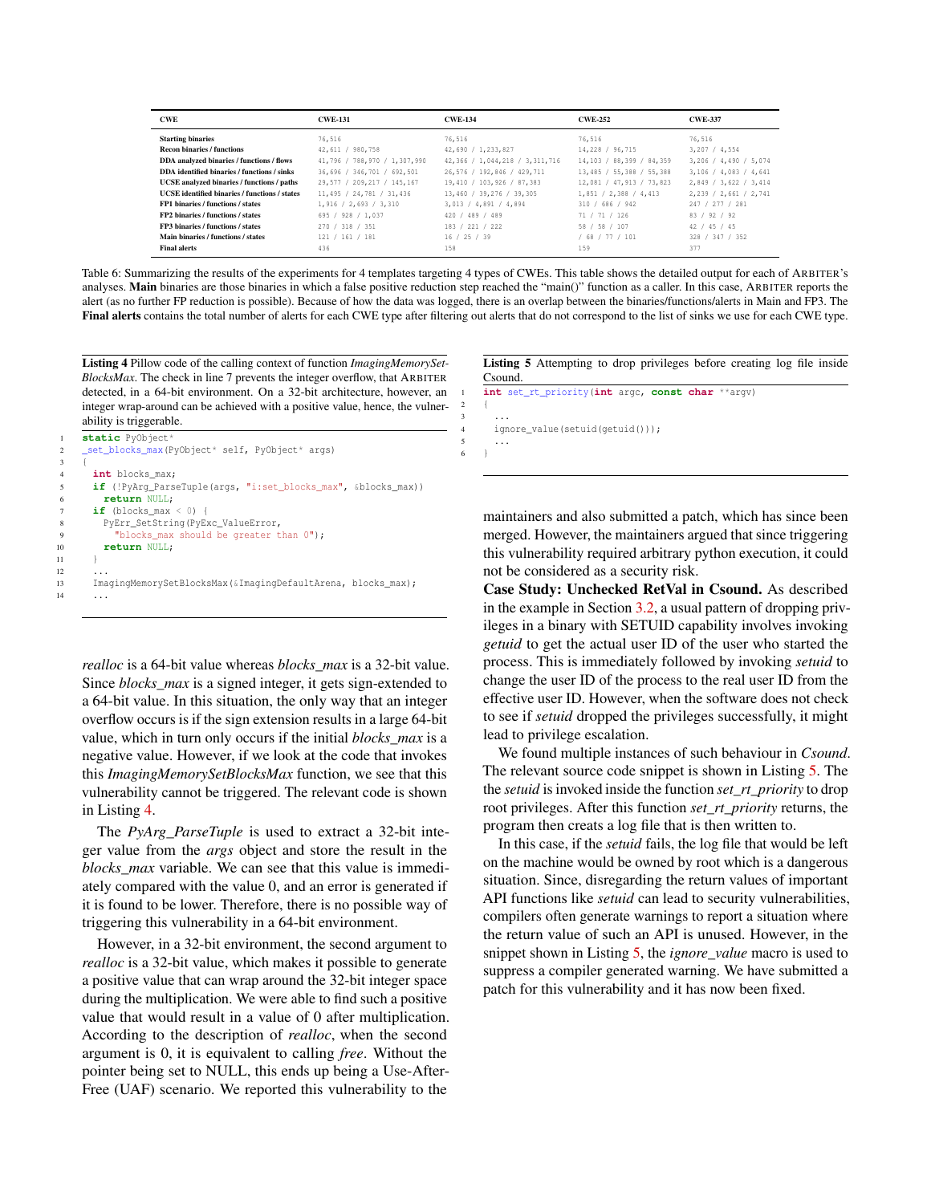| CWE | CWE-131 | CWE-134 | CWE-252 | CWE-337 |
|---|---|---|---|---|
| Starting binaries | 76,516 | 76,516 | 76,516 | 76,516 |
| Recon binaries / functions | 42,611 / 980,758 | 42,690 / 1,233,827 | 14,228 / 96,715 | 3,207 / 4,554 |
| DDA analyzed binaries / functions / flows | 41,796 / 788,970 / 1,307,990 | 42,366 / 1,044,218 / 3,311,716 | 14,103 / 88,399 / 84,359 | 3,206 / 4,490 / 5,074 |
| DDA identified binaries / functions / sinks | 36,696 / 346,701 / 692,501 | 26,576 / 192,846 / 429,711 | 13,485 / 55,388 / 55,388 | 3,106 / 4,083 / 4,641 |
| UCSE analyzed binaries / functions / paths | 29,577 / 209,217 / 145,167 | 19,410 / 103,926 / 87,383 | 12,081 / 47,913 / 73,823 | 2,849 / 3,622 / 3,414 |
| UCSE identified binaries / functions / states | 11,495 / 24,781 / 31,436 | 13,460 / 39,276 / 39,305 | 1,851 / 2,388 / 4,413 | 2,239 / 2,661 / 2,741 |
| FP1 binaries / functions / states | 1,916 / 2,693 / 3,310 | 3,013 / 4,891 / 4,894 | 310 / 686 / 942 | 247 / 277 / 281 |
| FP2 binaries / functions / states | 695 / 928 / 1,037 | 420 / 489 / 489 | 71 / 71 / 126 | 83 / 92 / 92 |
| FP3 binaries / functions / states | 270 / 318 / 351 | 183 / 221 / 222 | 58 / 58 / 107 | 42 / 45 / 45 |
| Main binaries / functions / states | 121 / 161 / 181 | 16 / 25 / 39 | / 68 / 77 / 101 | 328 / 347 / 352 |
| Final alerts | 436 | 158 | 159 | 377 |

Table 6: Summarizing the results of the experiments for 4 templates targeting 4 types of CWEs. This table shows the detailed output for each of ARBITER's analyses. **Main** binaries are those binaries in which a false positive reduction step reached the "main()" function as a caller. In this case, ARBITER reports the alert (as no further FP reduction is possible). Because of how the data was logged, there is an overlap between the binaries/functions/alerts in Main and FP3. The **Final alerts** contains the total number of alerts for each CWE type after filtering out alerts that do not correspond to the list of sinks we use for each CWE type.

**Listing 4** Pillow code of the calling context of function *ImagingMemorySetBlocksMax*. The check in line 7 prevents the integer overflow, that ARBITER detected, in a 64-bit environment. On a 32-bit architecture, however, an integer wrap-around can be achieved with a positive value, hence, the vulnerability is triggerable.

```
static PyObject*
_set_blocks_max(PyObject* self, PyObject* args)
{
  int blocks_max;
  if (!PyArg_ParseTuple(args, "i:set_blocks_max", &blocks_max))
    return NULL;
  if (blocks_max < 0) {
    PyErr_SetString(PyExc_ValueError,
      "blocks_max should be greater than 0");
    return NULL;
  }
  ...
  ImagingMemorySetBlocksMax(&ImagingDefaultArena, blocks_max);
  ...
```

*realloc* is a 64-bit value whereas *blocks_max* is a 32-bit value. Since *blocks_max* is a signed integer, it gets sign-extended to a 64-bit value. In this situation, the only way that an integer overflow occurs is if the sign extension results in a large 64-bit value, which in turn only occurs if the initial *blocks_max* is a negative value. However, if we look at the code that invokes this *ImagingMemorySetBlocksMax* function, we see that this vulnerability cannot be triggered. The relevant code is shown in Listing 4.

The *PyArg_ParseTuple* is used to extract a 32-bit integer value from the *args* object and store the result in the *blocks_max* variable. We can see that this value is immediately compared with the value 0, and an error is generated if it is found to be lower. Therefore, there is no possible way of triggering this vulnerability in a 64-bit environment.

However, in a 32-bit environment, the second argument to *realloc* is a 32-bit value, which makes it possible to generate a positive value that can wrap around the 32-bit integer space during the multiplication. We were able to find such a positive value that would result in a value of 0 after multiplication. According to the description of *realloc*, when the second argument is 0, it is equivalent to calling *free*. Without the pointer being set to NULL, this ends up being a Use-After-Free (UAF) scenario. We reported this vulnerability to the maintainers and also submitted a patch, which has since been merged. However, the maintainers argued that since triggering this vulnerability required arbitrary python execution, it could not be considered as a security risk.

**Listing 5** Attempting to drop privileges before creating log file inside Csound.

```
int set_rt_priority(int argc, const char **argv)
{
  ...
  ignore_value(setuid(getuid()));
  ...
}
```

**Case Study: Unchecked RetVal in Csound.** As described in the example in Section 3.2, a usual pattern of dropping privileges in a binary with SETUID capability involves invoking *getuid* to get the actual user ID of the user who started the process. This is immediately followed by invoking *setuid* to change the user ID of the process to the real user ID from the effective user ID. However, when the software does not check to see if *setuid* dropped the privileges successfully, it might lead to privilege escalation.

We found multiple instances of such behaviour in *Csound*. The relevant source code snippet is shown in Listing 5. The *setuid* is invoked inside the function *set_rt_priority* to drop root privileges. After this function *set_rt_priority* returns, the program then creats a log file that is then written to.

In this case, if the *setuid* fails, the log file that would be left on the machine would be owned by root which is a dangerous situation. Since, disregarding the return values of important API functions like *setuid* can lead to security vulnerabilities, compilers often generate warnings to report a situation where the return value of such an API is unused. However, in the snippet shown in Listing 5, the *ignore_value* macro is used to suppress a compiler generated warning. We have submitted a patch for this vulnerability and it has now been fixed.